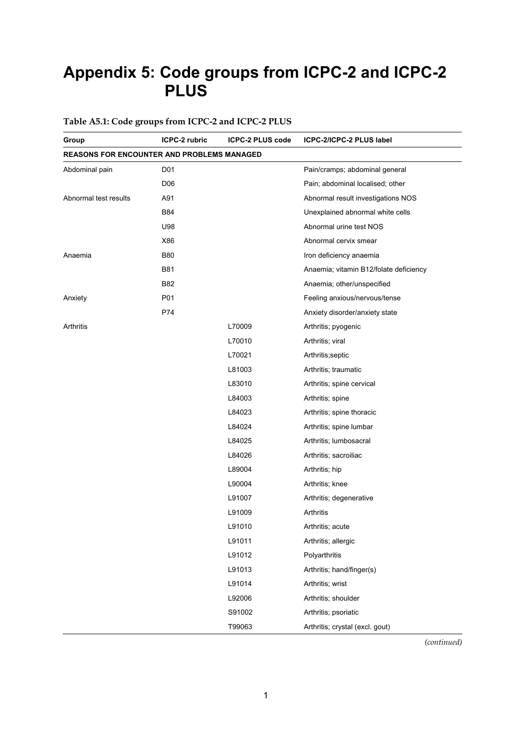# Appendix 5: Code groups from ICPC-2 and ICPC-2 PLUS

**Table A5.1: Code groups from ICPC-2 and ICPC-2 PLUS**

| Group | ICPC-2 rubric | ICPC-2 PLUS code | ICPC-2/ICPC-2 PLUS label |
|---|---|---|---|
| **REASONS FOR ENCOUNTER AND PROBLEMS MANAGED** | | | |
| Abdominal pain | D01 | | Pain/cramps; abdominal general |
| | D06 | | Pain; abdominal localised; other |
| Abnormal test results | A91 | | Abnormal result investigations NOS |
| | B84 | | Unexplained abnormal white cells |
| | U98 | | Abnormal urine test NOS |
| | X86 | | Abnormal cervix smear |
| Anaemia | B80 | | Iron deficiency anaemia |
| | B81 | | Anaemia; vitamin B12/folate deficiency |
| | B82 | | Anaemia; other/unspecified |
| Anxiety | P01 | | Feeling anxious/nervous/tense |
| | P74 | | Anxiety disorder/anxiety state |
| Arthritis | | L70009 | Arthritis; pyogenic |
| | | L70010 | Arthritis; viral |
| | | L70021 | Arthritis;septic |
| | | L81003 | Arthritis; traumatic |
| | | L83010 | Arthritis; spine cervical |
| | | L84003 | Arthritis; spine |
| | | L84023 | Arthritis; spine thoracic |
| | | L84024 | Arthritis; spine lumbar |
| | | L84025 | Arthritis; lumbosacral |
| | | L84026 | Arthritis; sacroiliac |
| | | L89004 | Arthritis; hip |
| | | L90004 | Arthritis; knee |
| | | L91007 | Arthritis; degenerative |
| | | L91009 | Arthritis |
| | | L91010 | Arthritis; acute |
| | | L91011 | Arthritis; allergic |
| | | L91012 | Polyarthritis |
| | | L91013 | Arthritis; hand/finger(s) |
| | | L91014 | Arthritis; wrist |
| | | L92006 | Arthritis; shoulder |
| | | S91002 | Arthritis; psoriatic |
| | | T99063 | Arthritis; crystal (excl. gout) |

*(continued)*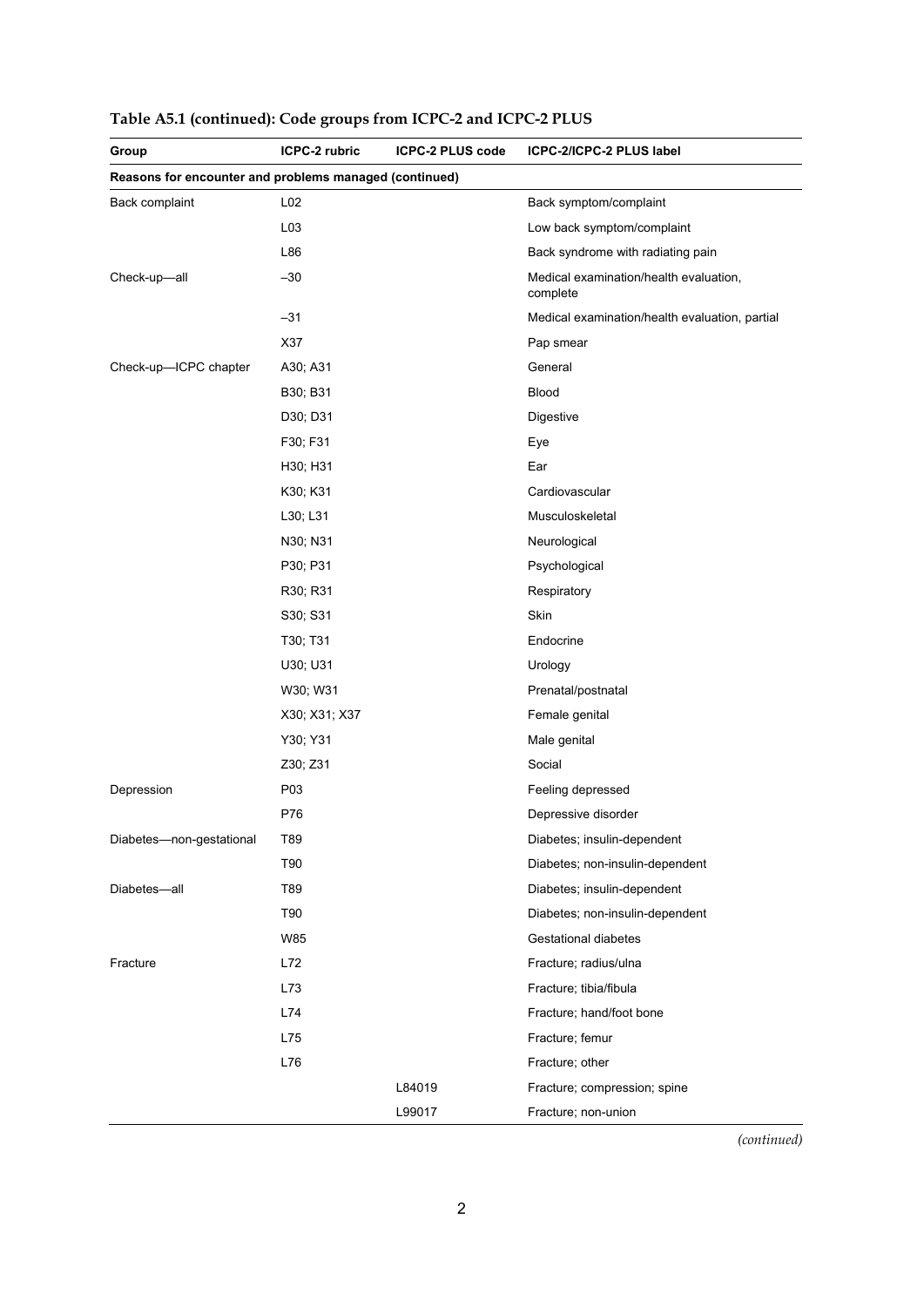**Table A5.1 (continued): Code groups from ICPC-2 and ICPC-2 PLUS**

| Group | ICPC-2 rubric | ICPC-2 PLUS code | ICPC-2/ICPC-2 PLUS label |
|---|---|---|---|
| **Reasons for encounter and problems managed (continued)** | | | |
| Back complaint | L02 | | Back symptom/complaint |
| | L03 | | Low back symptom/complaint |
| | L86 | | Back syndrome with radiating pain |
| Check-up—all | –30 | | Medical examination/health evaluation, complete |
| | –31 | | Medical examination/health evaluation, partial |
| | X37 | | Pap smear |
| Check-up—ICPC chapter | A30; A31 | | General |
| | B30; B31 | | Blood |
| | D30; D31 | | Digestive |
| | F30; F31 | | Eye |
| | H30; H31 | | Ear |
| | K30; K31 | | Cardiovascular |
| | L30; L31 | | Musculoskeletal |
| | N30; N31 | | Neurological |
| | P30; P31 | | Psychological |
| | R30; R31 | | Respiratory |
| | S30; S31 | | Skin |
| | T30; T31 | | Endocrine |
| | U30; U31 | | Urology |
| | W30; W31 | | Prenatal/postnatal |
| | X30; X31; X37 | | Female genital |
| | Y30; Y31 | | Male genital |
| | Z30; Z31 | | Social |
| Depression | P03 | | Feeling depressed |
| | P76 | | Depressive disorder |
| Diabetes—non-gestational | T89 | | Diabetes; insulin-dependent |
| | T90 | | Diabetes; non-insulin-dependent |
| Diabetes—all | T89 | | Diabetes; insulin-dependent |
| | T90 | | Diabetes; non-insulin-dependent |
| | W85 | | Gestational diabetes |
| Fracture | L72 | | Fracture; radius/ulna |
| | L73 | | Fracture; tibia/fibula |
| | L74 | | Fracture; hand/foot bone |
| | L75 | | Fracture; femur |
| | L76 | | Fracture; other |
| | | L84019 | Fracture; compression; spine |
| | | L99017 | Fracture; non-union |

*(continued)*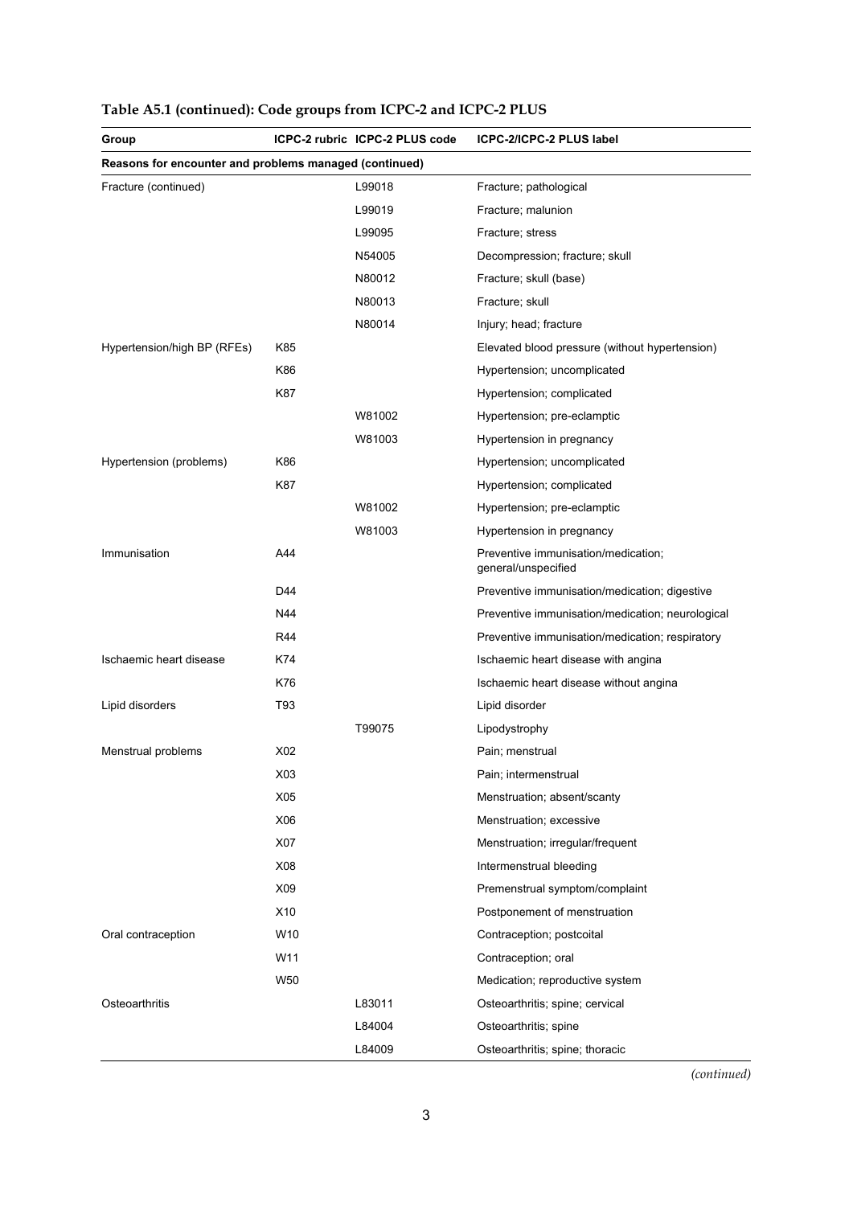**Table A5.1 (continued): Code groups from ICPC-2 and ICPC-2 PLUS**

| Group | ICPC-2 rubric | ICPC-2 PLUS code | ICPC-2/ICPC-2 PLUS label |
|---|---|---|---|
| **Reasons for encounter and problems managed (continued)** | | | |
| Fracture (continued) | | L99018 | Fracture; pathological |
| | | L99019 | Fracture; malunion |
| | | L99095 | Fracture; stress |
| | | N54005 | Decompression; fracture; skull |
| | | N80012 | Fracture; skull (base) |
| | | N80013 | Fracture; skull |
| | | N80014 | Injury; head; fracture |
| Hypertension/high BP (RFEs) | K85 | | Elevated blood pressure (without hypertension) |
| | K86 | | Hypertension; uncomplicated |
| | K87 | | Hypertension; complicated |
| | | W81002 | Hypertension; pre-eclamptic |
| | | W81003 | Hypertension in pregnancy |
| Hypertension (problems) | K86 | | Hypertension; uncomplicated |
| | K87 | | Hypertension; complicated |
| | | W81002 | Hypertension; pre-eclamptic |
| | | W81003 | Hypertension in pregnancy |
| Immunisation | A44 | | Preventive immunisation/medication; general/unspecified |
| | D44 | | Preventive immunisation/medication; digestive |
| | N44 | | Preventive immunisation/medication; neurological |
| | R44 | | Preventive immunisation/medication; respiratory |
| Ischaemic heart disease | K74 | | Ischaemic heart disease with angina |
| | K76 | | Ischaemic heart disease without angina |
| Lipid disorders | T93 | | Lipid disorder |
| | | T99075 | Lipodystrophy |
| Menstrual problems | X02 | | Pain; menstrual |
| | X03 | | Pain; intermenstrual |
| | X05 | | Menstruation; absent/scanty |
| | X06 | | Menstruation; excessive |
| | X07 | | Menstruation; irregular/frequent |
| | X08 | | Intermenstrual bleeding |
| | X09 | | Premenstrual symptom/complaint |
| | X10 | | Postponement of menstruation |
| Oral contraception | W10 | | Contraception; postcoital |
| | W11 | | Contraception; oral |
| | W50 | | Medication; reproductive system |
| Osteoarthritis | | L83011 | Osteoarthritis; spine; cervical |
| | | L84004 | Osteoarthritis; spine |
| | | L84009 | Osteoarthritis; spine; thoracic |

*(continued)*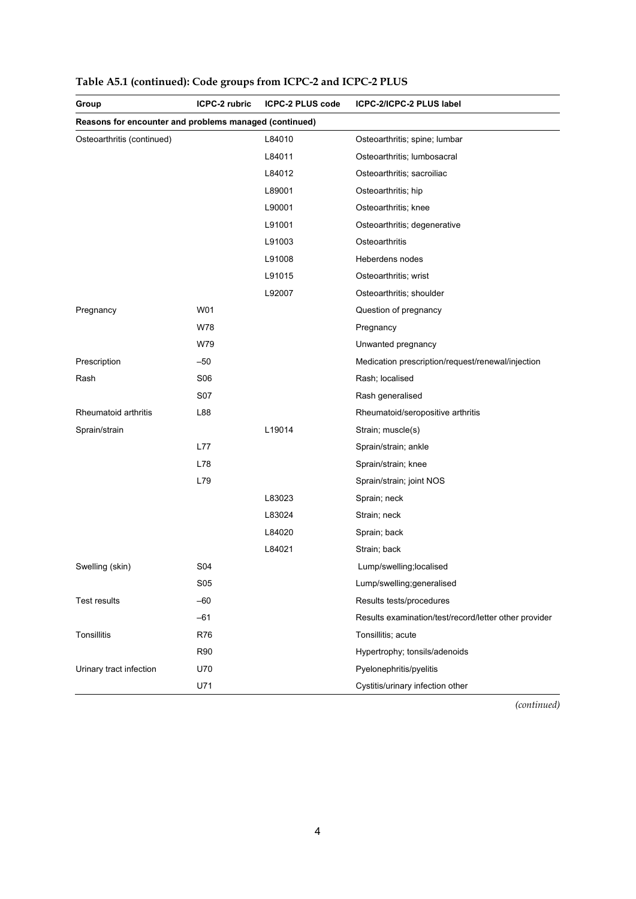**Table A5.1 (continued): Code groups from ICPC-2 and ICPC-2 PLUS**

| Group | ICPC-2 rubric | ICPC-2 PLUS code | ICPC-2/ICPC-2 PLUS label |
|---|---|---|---|
| **Reasons for encounter and problems managed (continued)** | | | |
| Osteoarthritis (continued) | | L84010 | Osteoarthritis; spine; lumbar |
| | | L84011 | Osteoarthritis; lumbosacral |
| | | L84012 | Osteoarthritis; sacroiliac |
| | | L89001 | Osteoarthritis; hip |
| | | L90001 | Osteoarthritis; knee |
| | | L91001 | Osteoarthritis; degenerative |
| | | L91003 | Osteoarthritis |
| | | L91008 | Heberdens nodes |
| | | L91015 | Osteoarthritis; wrist |
| | | L92007 | Osteoarthritis; shoulder |
| Pregnancy | W01 | | Question of pregnancy |
| | W78 | | Pregnancy |
| | W79 | | Unwanted pregnancy |
| Prescription | –50 | | Medication prescription/request/renewal/injection |
| Rash | S06 | | Rash; localised |
| | S07 | | Rash generalised |
| Rheumatoid arthritis | L88 | | Rheumatoid/seropositive arthritis |
| Sprain/strain | | L19014 | Strain; muscle(s) |
| | L77 | | Sprain/strain; ankle |
| | L78 | | Sprain/strain; knee |
| | L79 | | Sprain/strain; joint NOS |
| | | L83023 | Sprain; neck |
| | | L83024 | Strain; neck |
| | | L84020 | Sprain; back |
| | | L84021 | Strain; back |
| Swelling (skin) | S04 | | Lump/swelling;localised |
| | S05 | | Lump/swelling;generalised |
| Test results | –60 | | Results tests/procedures |
| | –61 | | Results examination/test/record/letter other provider |
| Tonsillitis | R76 | | Tonsillitis; acute |
| | R90 | | Hypertrophy; tonsils/adenoids |
| Urinary tract infection | U70 | | Pyelonephritis/pyelitis |
| | U71 | | Cystitis/urinary infection other |

*(continued)*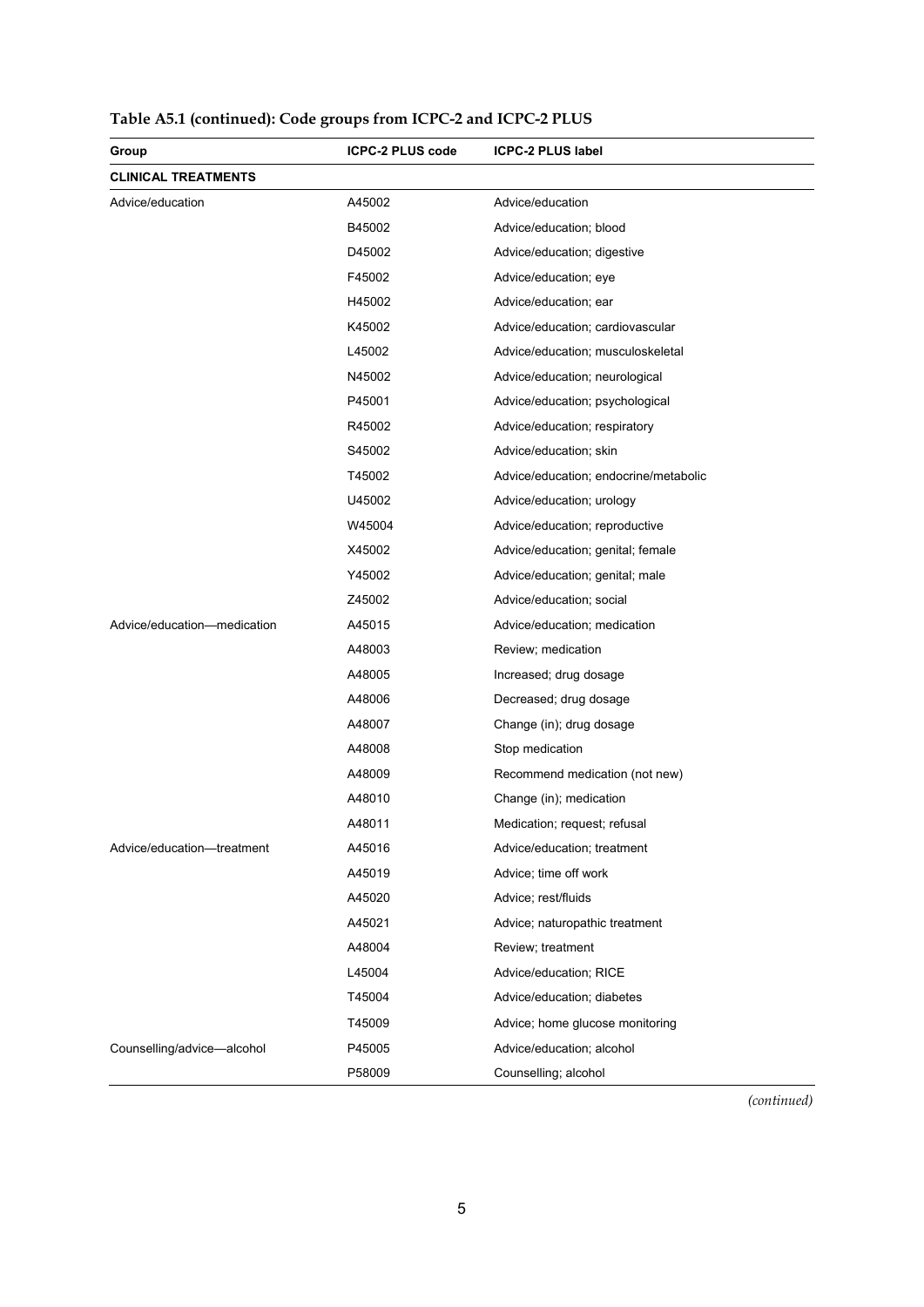**Table A5.1 (continued): Code groups from ICPC-2 and ICPC-2 PLUS**

| Group | ICPC-2 PLUS code | ICPC-2 PLUS label |
|---|---|---|
| **CLINICAL TREATMENTS** | | |
| Advice/education | A45002 | Advice/education |
| | B45002 | Advice/education; blood |
| | D45002 | Advice/education; digestive |
| | F45002 | Advice/education; eye |
| | H45002 | Advice/education; ear |
| | K45002 | Advice/education; cardiovascular |
| | L45002 | Advice/education; musculoskeletal |
| | N45002 | Advice/education; neurological |
| | P45001 | Advice/education; psychological |
| | R45002 | Advice/education; respiratory |
| | S45002 | Advice/education; skin |
| | T45002 | Advice/education; endocrine/metabolic |
| | U45002 | Advice/education; urology |
| | W45004 | Advice/education; reproductive |
| | X45002 | Advice/education; genital; female |
| | Y45002 | Advice/education; genital; male |
| | Z45002 | Advice/education; social |
| Advice/education—medication | A45015 | Advice/education; medication |
| | A48003 | Review; medication |
| | A48005 | Increased; drug dosage |
| | A48006 | Decreased; drug dosage |
| | A48007 | Change (in); drug dosage |
| | A48008 | Stop medication |
| | A48009 | Recommend medication (not new) |
| | A48010 | Change (in); medication |
| | A48011 | Medication; request; refusal |
| Advice/education—treatment | A45016 | Advice/education; treatment |
| | A45019 | Advice; time off work |
| | A45020 | Advice; rest/fluids |
| | A45021 | Advice; naturopathic treatment |
| | A48004 | Review; treatment |
| | L45004 | Advice/education; RICE |
| | T45004 | Advice/education; diabetes |
| | T45009 | Advice; home glucose monitoring |
| Counselling/advice—alcohol | P45005 | Advice/education; alcohol |
| | P58009 | Counselling; alcohol |

*(continued)*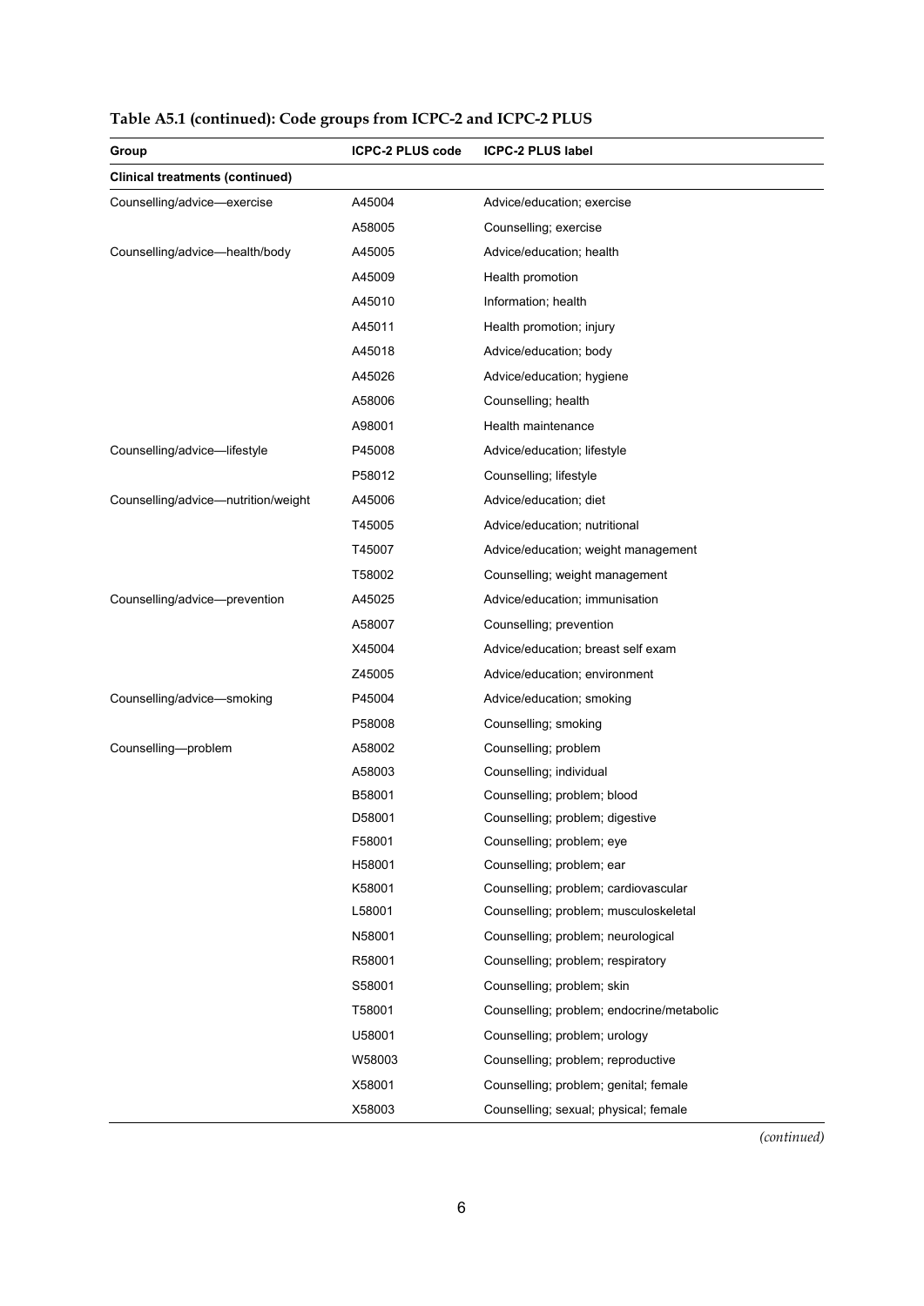**Table A5.1 (continued): Code groups from ICPC-2 and ICPC-2 PLUS**

| Group | ICPC-2 PLUS code | ICPC-2 PLUS label |
|---|---|---|
| **Clinical treatments (continued)** | | |
| Counselling/advice—exercise | A45004 | Advice/education; exercise |
| | A58005 | Counselling; exercise |
| Counselling/advice—health/body | A45005 | Advice/education; health |
| | A45009 | Health promotion |
| | A45010 | Information; health |
| | A45011 | Health promotion; injury |
| | A45018 | Advice/education; body |
| | A45026 | Advice/education; hygiene |
| | A58006 | Counselling; health |
| | A98001 | Health maintenance |
| Counselling/advice—lifestyle | P45008 | Advice/education; lifestyle |
| | P58012 | Counselling; lifestyle |
| Counselling/advice—nutrition/weight | A45006 | Advice/education; diet |
| | T45005 | Advice/education; nutritional |
| | T45007 | Advice/education; weight management |
| | T58002 | Counselling; weight management |
| Counselling/advice—prevention | A45025 | Advice/education; immunisation |
| | A58007 | Counselling; prevention |
| | X45004 | Advice/education; breast self exam |
| | Z45005 | Advice/education; environment |
| Counselling/advice—smoking | P45004 | Advice/education; smoking |
| | P58008 | Counselling; smoking |
| Counselling—problem | A58002 | Counselling; problem |
| | A58003 | Counselling; individual |
| | B58001 | Counselling; problem; blood |
| | D58001 | Counselling; problem; digestive |
| | F58001 | Counselling; problem; eye |
| | H58001 | Counselling; problem; ear |
| | K58001 | Counselling; problem; cardiovascular |
| | L58001 | Counselling; problem; musculoskeletal |
| | N58001 | Counselling; problem; neurological |
| | R58001 | Counselling; problem; respiratory |
| | S58001 | Counselling; problem; skin |
| | T58001 | Counselling; problem; endocrine/metabolic |
| | U58001 | Counselling; problem; urology |
| | W58003 | Counselling; problem; reproductive |
| | X58001 | Counselling; problem; genital; female |
| | X58003 | Counselling; sexual; physical; female |

*(continued)*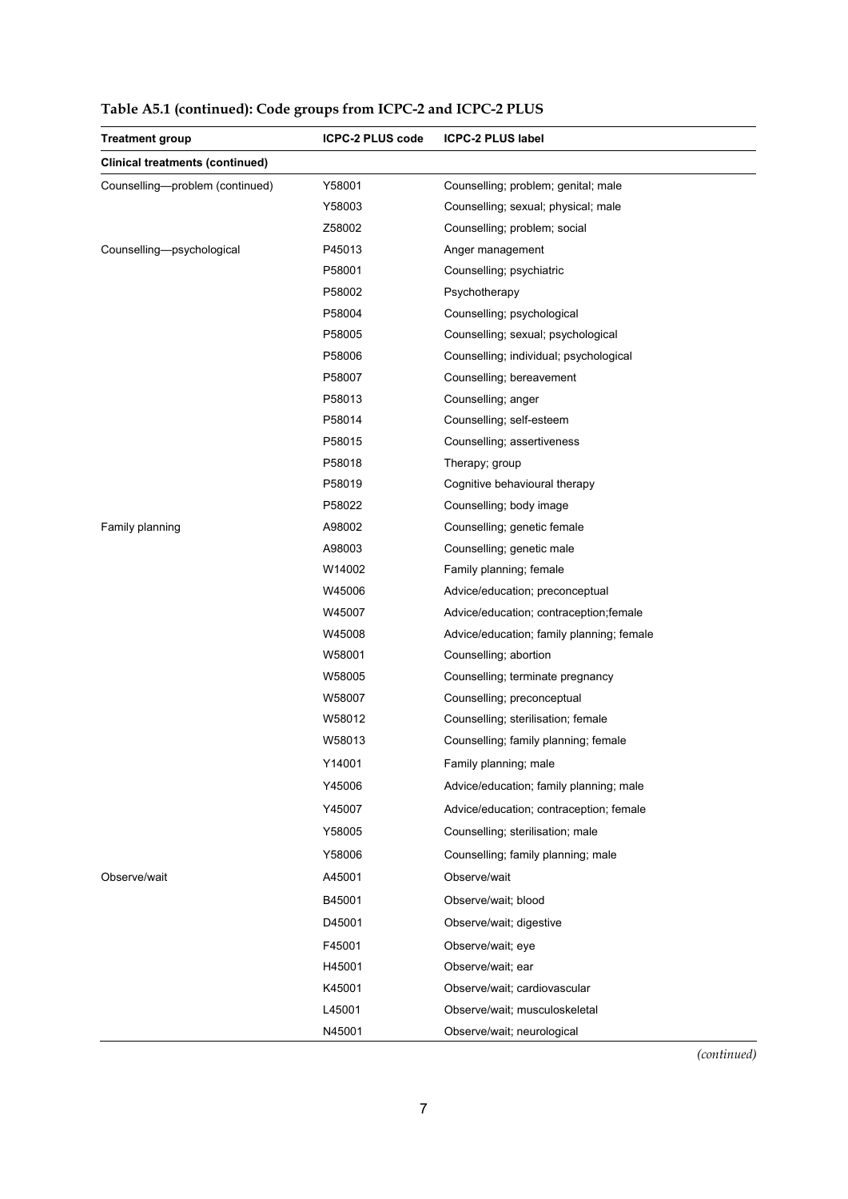**Table A5.1 (continued): Code groups from ICPC-2 and ICPC-2 PLUS**

| Treatment group | ICPC-2 PLUS code | ICPC-2 PLUS label |
|---|---|---|
| **Clinical treatments (continued)** | | |
| Counselling—problem (continued) | Y58001 | Counselling; problem; genital; male |
| | Y58003 | Counselling; sexual; physical; male |
| | Z58002 | Counselling; problem; social |
| Counselling—psychological | P45013 | Anger management |
| | P58001 | Counselling; psychiatric |
| | P58002 | Psychotherapy |
| | P58004 | Counselling; psychological |
| | P58005 | Counselling; sexual; psychological |
| | P58006 | Counselling; individual; psychological |
| | P58007 | Counselling; bereavement |
| | P58013 | Counselling; anger |
| | P58014 | Counselling; self-esteem |
| | P58015 | Counselling; assertiveness |
| | P58018 | Therapy; group |
| | P58019 | Cognitive behavioural therapy |
| | P58022 | Counselling; body image |
| Family planning | A98002 | Counselling; genetic female |
| | A98003 | Counselling; genetic male |
| | W14002 | Family planning; female |
| | W45006 | Advice/education; preconceptual |
| | W45007 | Advice/education; contraception;female |
| | W45008 | Advice/education; family planning; female |
| | W58001 | Counselling; abortion |
| | W58005 | Counselling; terminate pregnancy |
| | W58007 | Counselling; preconceptual |
| | W58012 | Counselling; sterilisation; female |
| | W58013 | Counselling; family planning; female |
| | Y14001 | Family planning; male |
| | Y45006 | Advice/education; family planning; male |
| | Y45007 | Advice/education; contraception; female |
| | Y58005 | Counselling; sterilisation; male |
| | Y58006 | Counselling; family planning; male |
| Observe/wait | A45001 | Observe/wait |
| | B45001 | Observe/wait; blood |
| | D45001 | Observe/wait; digestive |
| | F45001 | Observe/wait; eye |
| | H45001 | Observe/wait; ear |
| | K45001 | Observe/wait; cardiovascular |
| | L45001 | Observe/wait; musculoskeletal |
| | N45001 | Observe/wait; neurological |

*(continued)*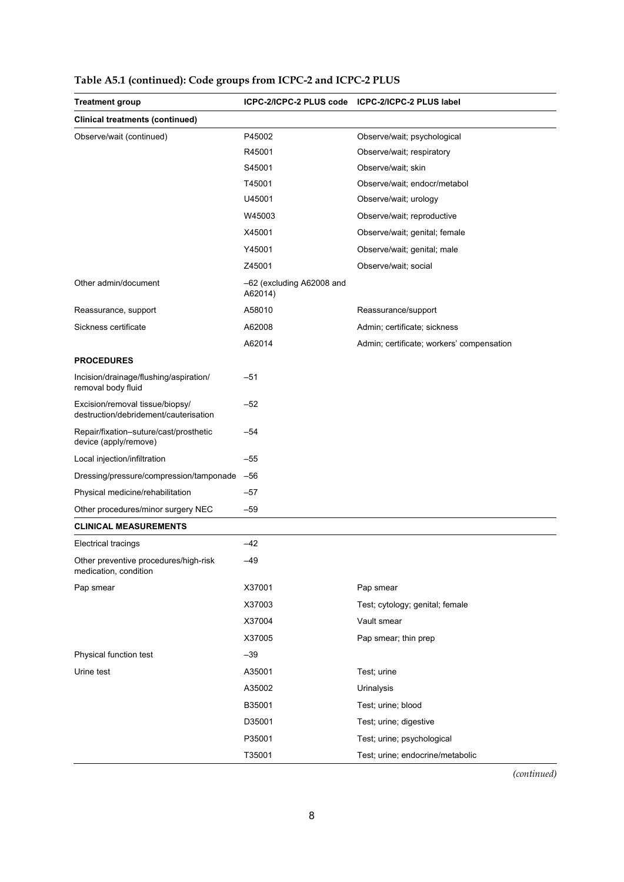**Table A5.1 (continued): Code groups from ICPC-2 and ICPC-2 PLUS**

| Treatment group | ICPC-2/ICPC-2 PLUS code | ICPC-2/ICPC-2 PLUS label |
|---|---|---|
| **Clinical treatments (continued)** | | |
| Observe/wait (continued) | P45002 | Observe/wait; psychological |
| | R45001 | Observe/wait; respiratory |
| | S45001 | Observe/wait; skin |
| | T45001 | Observe/wait; endocr/metabol |
| | U45001 | Observe/wait; urology |
| | W45003 | Observe/wait; reproductive |
| | X45001 | Observe/wait; genital; female |
| | Y45001 | Observe/wait; genital; male |
| | Z45001 | Observe/wait; social |
| Other admin/document | –62 (excluding A62008 and A62014) | |
| Reassurance, support | A58010 | Reassurance/support |
| Sickness certificate | A62008 | Admin; certificate; sickness |
| | A62014 | Admin; certificate; workers' compensation |
| **PROCEDURES** | | |
| Incision/drainage/flushing/aspiration/ removal body fluid | –51 | |
| Excision/removal tissue/biopsy/ destruction/debridement/cauterisation | –52 | |
| Repair/fixation–suture/cast/prosthetic device (apply/remove) | –54 | |
| Local injection/infiltration | –55 | |
| Dressing/pressure/compression/tamponade | –56 | |
| Physical medicine/rehabilitation | –57 | |
| Other procedures/minor surgery NEC | –59 | |
| **CLINICAL MEASUREMENTS** | | |
| Electrical tracings | –42 | |
| Other preventive procedures/high-risk medication, condition | –49 | |
| Pap smear | X37001 | Pap smear |
| | X37003 | Test; cytology; genital; female |
| | X37004 | Vault smear |
| | X37005 | Pap smear; thin prep |
| Physical function test | –39 | |
| Urine test | A35001 | Test; urine |
| | A35002 | Urinalysis |
| | B35001 | Test; urine; blood |
| | D35001 | Test; urine; digestive |
| | P35001 | Test; urine; psychological |
| | T35001 | Test; urine; endocrine/metabolic |

*(continued)*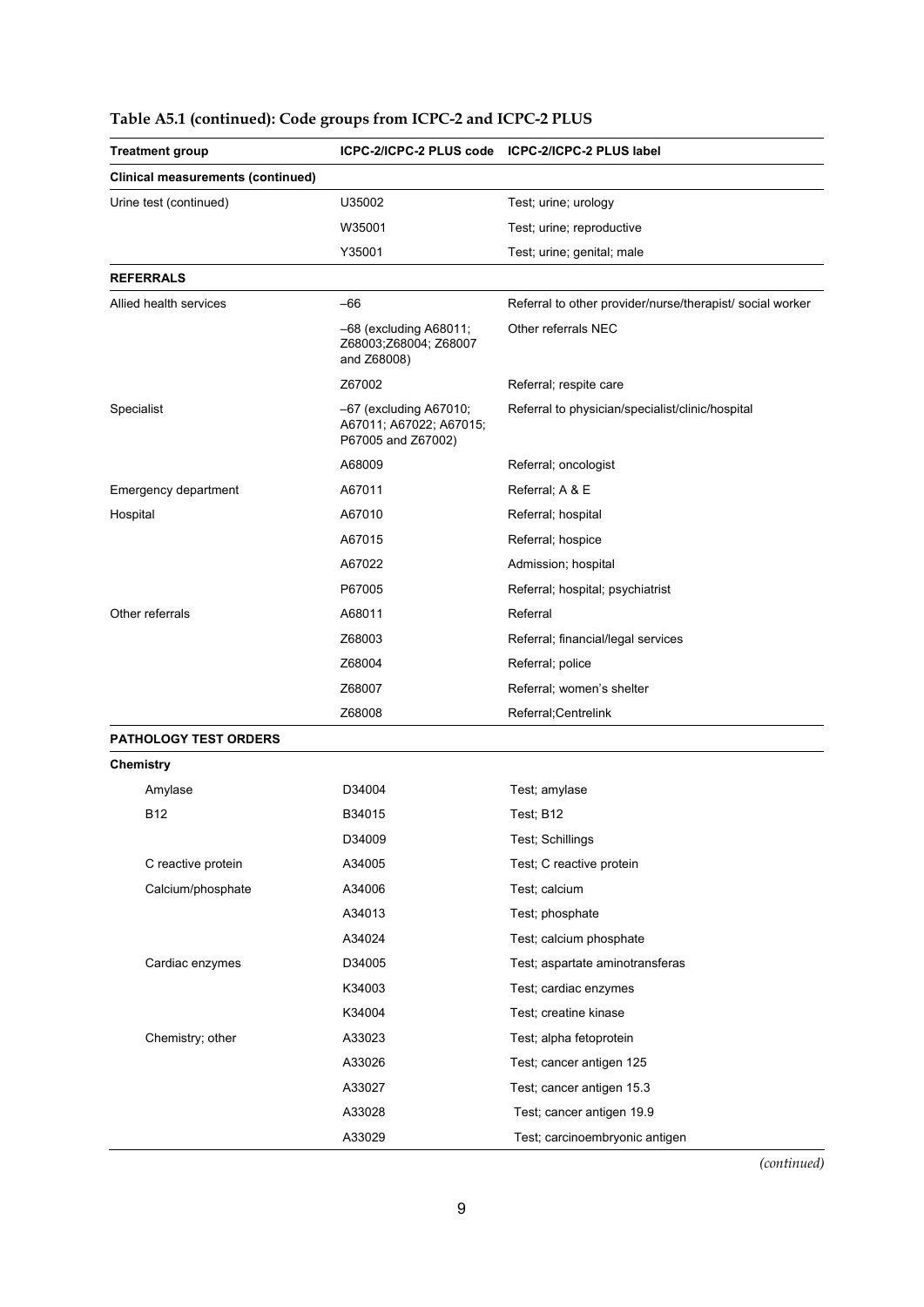**Table A5.1 (continued): Code groups from ICPC-2 and ICPC-2 PLUS**

| Treatment group | ICPC-2/ICPC-2 PLUS code | ICPC-2/ICPC-2 PLUS label |
|---|---|---|
| **Clinical measurements (continued)** | | |
| Urine test (continued) | U35002 | Test; urine; urology |
| | W35001 | Test; urine; reproductive |
| | Y35001 | Test; urine; genital; male |
| **REFERRALS** | | |
| Allied health services | –66 | Referral to other provider/nurse/therapist/ social worker |
| | –68 (excluding A68011; Z68003;Z68004; Z68007 and Z68008) | Other referrals NEC |
| | Z67002 | Referral; respite care |
| Specialist | –67 (excluding A67010; A67011; A67022; A67015; P67005 and Z67002) | Referral to physician/specialist/clinic/hospital |
| | A68009 | Referral; oncologist |
| Emergency department | A67011 | Referral; A & E |
| Hospital | A67010 | Referral; hospital |
| | A67015 | Referral; hospice |
| | A67022 | Admission; hospital |
| | P67005 | Referral; hospital; psychiatrist |
| Other referrals | A68011 | Referral |
| | Z68003 | Referral; financial/legal services |
| | Z68004 | Referral; police |
| | Z68007 | Referral; women's shelter |
| | Z68008 | Referral;Centrelink |
| **PATHOLOGY TEST ORDERS** | | |
| **Chemistry** | | |
| Amylase | D34004 | Test; amylase |
| B12 | B34015 | Test; B12 |
| | D34009 | Test; Schillings |
| C reactive protein | A34005 | Test; C reactive protein |
| Calcium/phosphate | A34006 | Test; calcium |
| | A34013 | Test; phosphate |
| | A34024 | Test; calcium phosphate |
| Cardiac enzymes | D34005 | Test; aspartate aminotransferas |
| | K34003 | Test; cardiac enzymes |
| | K34004 | Test; creatine kinase |
| Chemistry; other | A33023 | Test; alpha fetoprotein |
| | A33026 | Test; cancer antigen 125 |
| | A33027 | Test; cancer antigen 15.3 |
| | A33028 | Test; cancer antigen 19.9 |
| | A33029 | Test; carcinoembryonic antigen |

*(continued)*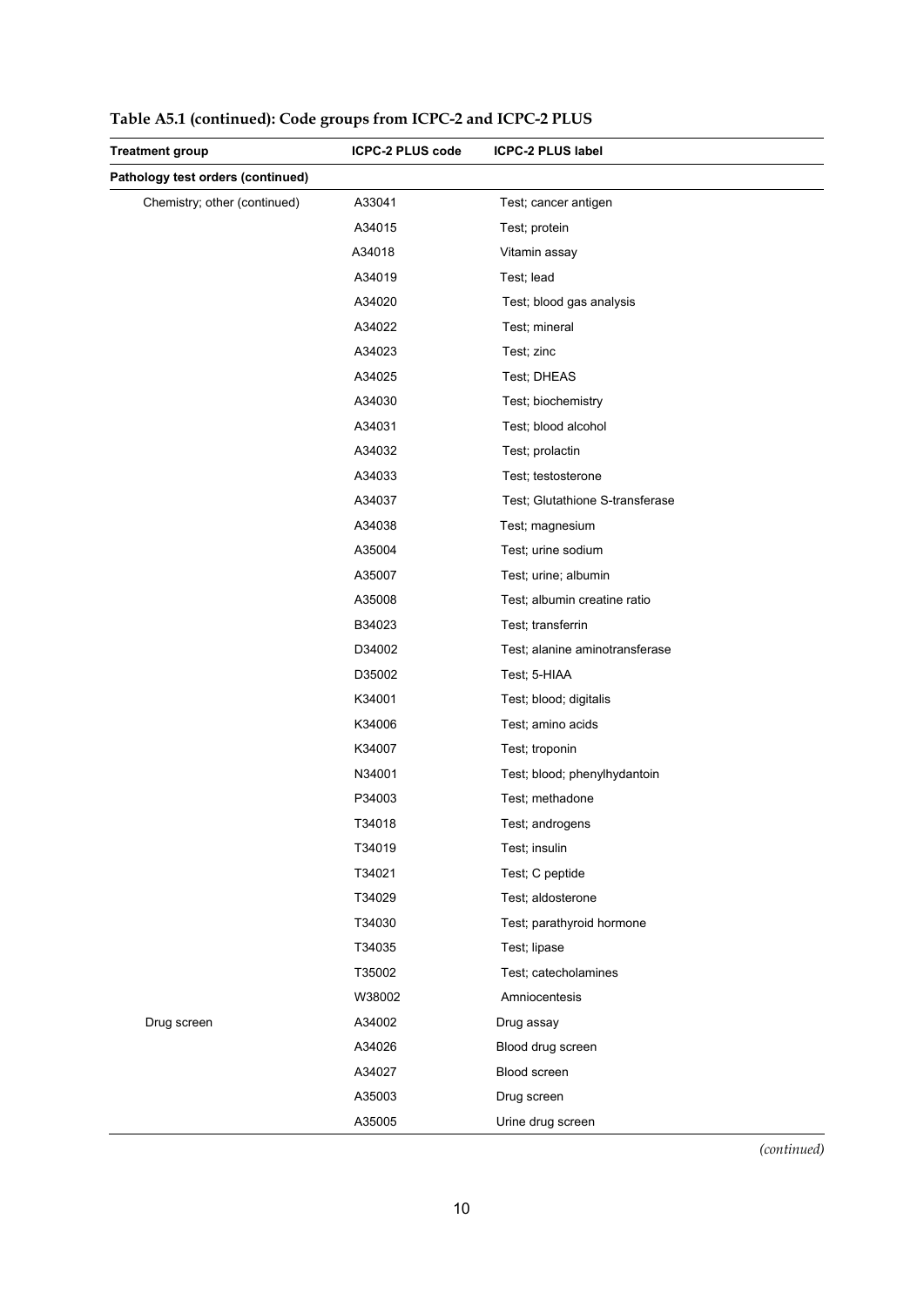**Table A5.1 (continued): Code groups from ICPC-2 and ICPC-2 PLUS**

| Treatment group | ICPC-2 PLUS code | ICPC-2 PLUS label |
|---|---|---|
| **Pathology test orders (continued)** | | |
| Chemistry; other (continued) | A33041 | Test; cancer antigen |
| | A34015 | Test; protein |
| | A34018 | Vitamin assay |
| | A34019 | Test; lead |
| | A34020 | Test; blood gas analysis |
| | A34022 | Test; mineral |
| | A34023 | Test; zinc |
| | A34025 | Test; DHEAS |
| | A34030 | Test; biochemistry |
| | A34031 | Test; blood alcohol |
| | A34032 | Test; prolactin |
| | A34033 | Test; testosterone |
| | A34037 | Test; Glutathione S-transferase |
| | A34038 | Test; magnesium |
| | A35004 | Test; urine sodium |
| | A35007 | Test; urine; albumin |
| | A35008 | Test; albumin creatine ratio |
| | B34023 | Test; transferrin |
| | D34002 | Test; alanine aminotransferase |
| | D35002 | Test; 5-HIAA |
| | K34001 | Test; blood; digitalis |
| | K34006 | Test; amino acids |
| | K34007 | Test; troponin |
| | N34001 | Test; blood; phenylhydantoin |
| | P34003 | Test; methadone |
| | T34018 | Test; androgens |
| | T34019 | Test; insulin |
| | T34021 | Test; C peptide |
| | T34029 | Test; aldosterone |
| | T34030 | Test; parathyroid hormone |
| | T34035 | Test; lipase |
| | T35002 | Test; catecholamines |
| | W38002 | Amniocentesis |
| Drug screen | A34002 | Drug assay |
| | A34026 | Blood drug screen |
| | A34027 | Blood screen |
| | A35003 | Drug screen |
| | A35005 | Urine drug screen |

*(continued)*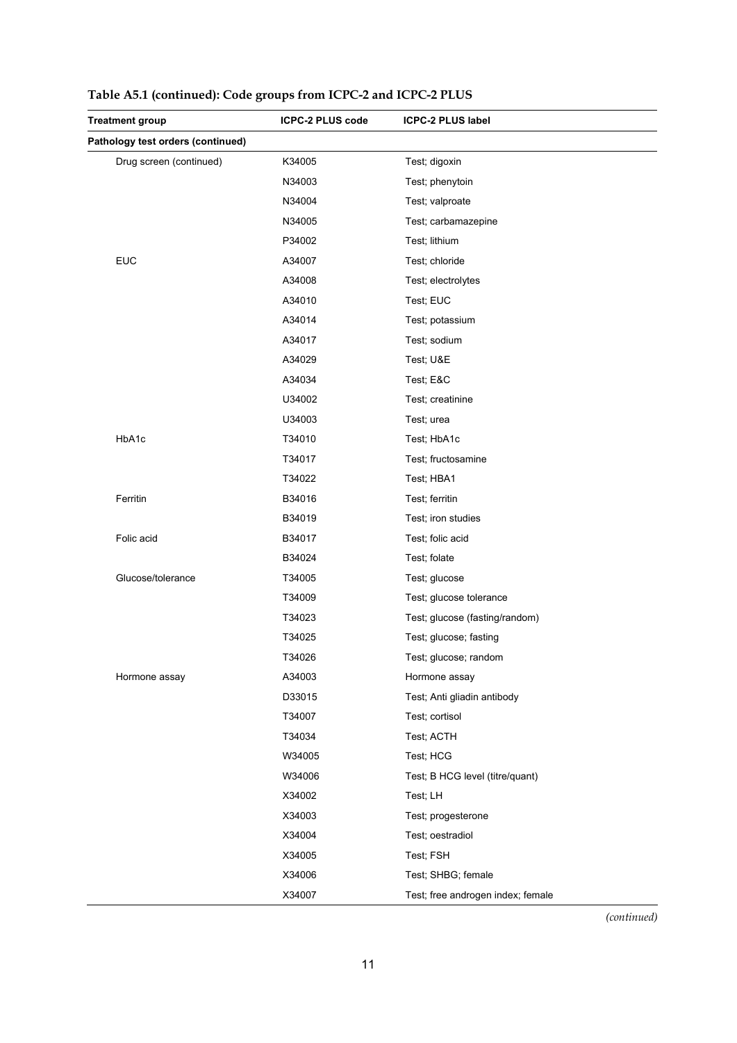**Table A5.1 (continued): Code groups from ICPC-2 and ICPC-2 PLUS**

| Treatment group | ICPC-2 PLUS code | ICPC-2 PLUS label |
| --- | --- | --- |
| **Pathology test orders (continued)** | | |
| Drug screen (continued) | K34005 | Test; digoxin |
| | N34003 | Test; phenytoin |
| | N34004 | Test; valproate |
| | N34005 | Test; carbamazepine |
| | P34002 | Test; lithium |
| EUC | A34007 | Test; chloride |
| | A34008 | Test; electrolytes |
| | A34010 | Test; EUC |
| | A34014 | Test; potassium |
| | A34017 | Test; sodium |
| | A34029 | Test; U&E |
| | A34034 | Test; E&C |
| | U34002 | Test; creatinine |
| | U34003 | Test; urea |
| HbA1c | T34010 | Test; HbA1c |
| | T34017 | Test; fructosamine |
| | T34022 | Test; HBA1 |
| Ferritin | B34016 | Test; ferritin |
| | B34019 | Test; iron studies |
| Folic acid | B34017 | Test; folic acid |
| | B34024 | Test; folate |
| Glucose/tolerance | T34005 | Test; glucose |
| | T34009 | Test; glucose tolerance |
| | T34023 | Test; glucose (fasting/random) |
| | T34025 | Test; glucose; fasting |
| | T34026 | Test; glucose; random |
| Hormone assay | A34003 | Hormone assay |
| | D33015 | Test; Anti gliadin antibody |
| | T34007 | Test; cortisol |
| | T34034 | Test; ACTH |
| | W34005 | Test; HCG |
| | W34006 | Test; B HCG level (titre/quant) |
| | X34002 | Test; LH |
| | X34003 | Test; progesterone |
| | X34004 | Test; oestradiol |
| | X34005 | Test; FSH |
| | X34006 | Test; SHBG; female |
| | X34007 | Test; free androgen index; female |

*(continued)*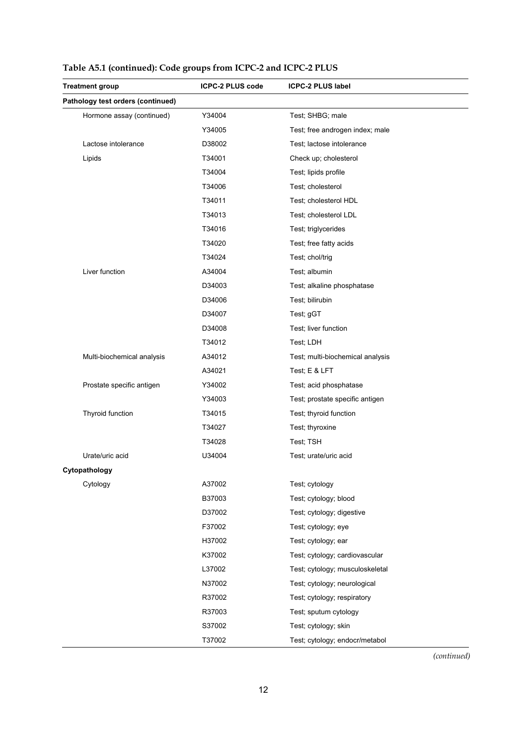**Table A5.1 (continued): Code groups from ICPC-2 and ICPC-2 PLUS**

| Treatment group | ICPC-2 PLUS code | ICPC-2 PLUS label |
|---|---|---|
| **Pathology test orders (continued)** | | |
| Hormone assay (continued) | Y34004 | Test; SHBG; male |
| | Y34005 | Test; free androgen index; male |
| Lactose intolerance | D38002 | Test; lactose intolerance |
| Lipids | T34001 | Check up; cholesterol |
| | T34004 | Test; lipids profile |
| | T34006 | Test; cholesterol |
| | T34011 | Test; cholesterol HDL |
| | T34013 | Test; cholesterol LDL |
| | T34016 | Test; triglycerides |
| | T34020 | Test; free fatty acids |
| | T34024 | Test; chol/trig |
| Liver function | A34004 | Test; albumin |
| | D34003 | Test; alkaline phosphatase |
| | D34006 | Test; bilirubin |
| | D34007 | Test; gGT |
| | D34008 | Test; liver function |
| | T34012 | Test; LDH |
| Multi-biochemical analysis | A34012 | Test; multi-biochemical analysis |
| | A34021 | Test; E & LFT |
| Prostate specific antigen | Y34002 | Test; acid phosphatase |
| | Y34003 | Test; prostate specific antigen |
| Thyroid function | T34015 | Test; thyroid function |
| | T34027 | Test; thyroxine |
| | T34028 | Test; TSH |
| Urate/uric acid | U34004 | Test; urate/uric acid |
| **Cytopathology** | | |
| Cytology | A37002 | Test; cytology |
| | B37003 | Test; cytology; blood |
| | D37002 | Test; cytology; digestive |
| | F37002 | Test; cytology; eye |
| | H37002 | Test; cytology; ear |
| | K37002 | Test; cytology; cardiovascular |
| | L37002 | Test; cytology; musculoskeletal |
| | N37002 | Test; cytology; neurological |
| | R37002 | Test; cytology; respiratory |
| | R37003 | Test; sputum cytology |
| | S37002 | Test; cytology; skin |
| | T37002 | Test; cytology; endocr/metabol |

*(continued)*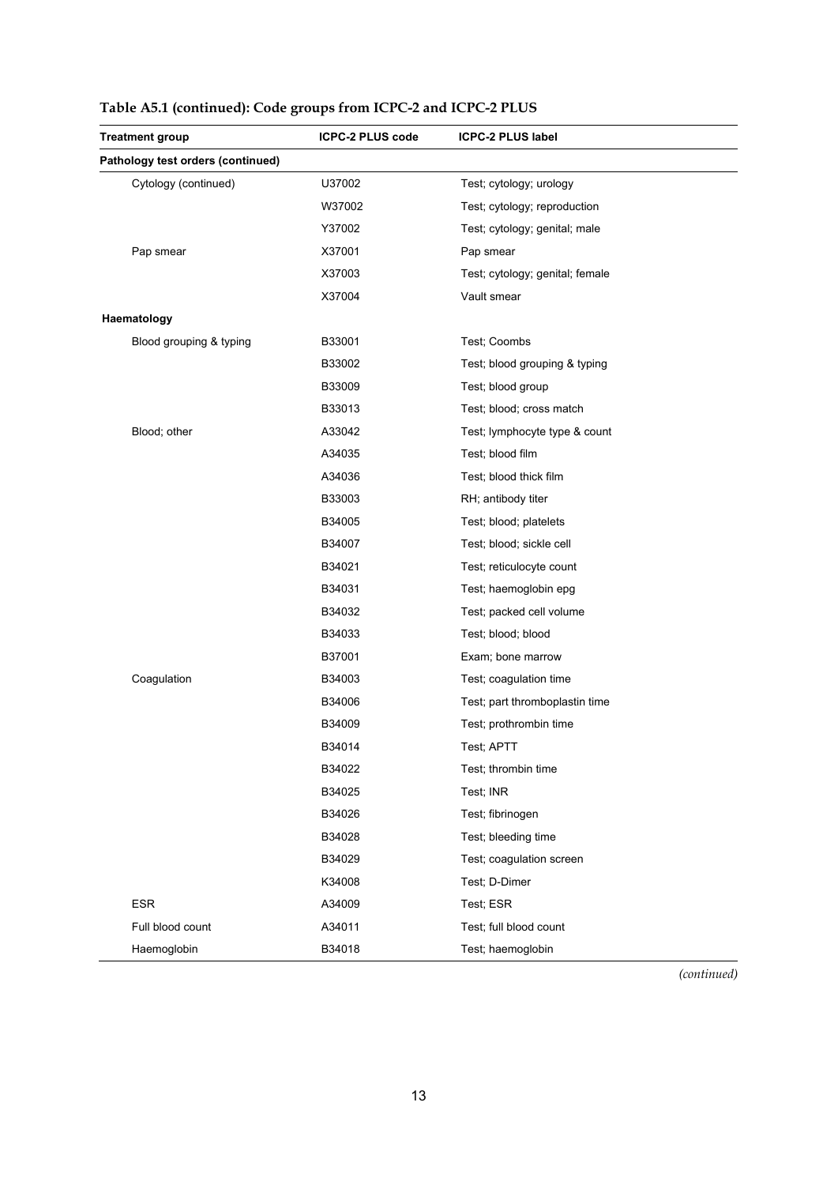**Table A5.1 (continued): Code groups from ICPC-2 and ICPC-2 PLUS**

| Treatment group | ICPC-2 PLUS code | ICPC-2 PLUS label |
|---|---|---|
| **Pathology test orders (continued)** | | |
| Cytology (continued) | U37002 | Test; cytology; urology |
| | W37002 | Test; cytology; reproduction |
| | Y37002 | Test; cytology; genital; male |
| Pap smear | X37001 | Pap smear |
| | X37003 | Test; cytology; genital; female |
| | X37004 | Vault smear |
| **Haematology** | | |
| Blood grouping & typing | B33001 | Test; Coombs |
| | B33002 | Test; blood grouping & typing |
| | B33009 | Test; blood group |
| | B33013 | Test; blood; cross match |
| Blood; other | A33042 | Test; lymphocyte type & count |
| | A34035 | Test; blood film |
| | A34036 | Test; blood thick film |
| | B33003 | RH; antibody titer |
| | B34005 | Test; blood; platelets |
| | B34007 | Test; blood; sickle cell |
| | B34021 | Test; reticulocyte count |
| | B34031 | Test; haemoglobin epg |
| | B34032 | Test; packed cell volume |
| | B34033 | Test; blood; blood |
| | B37001 | Exam; bone marrow |
| Coagulation | B34003 | Test; coagulation time |
| | B34006 | Test; part thromboplastin time |
| | B34009 | Test; prothrombin time |
| | B34014 | Test; APTT |
| | B34022 | Test; thrombin time |
| | B34025 | Test; INR |
| | B34026 | Test; fibrinogen |
| | B34028 | Test; bleeding time |
| | B34029 | Test; coagulation screen |
| | K34008 | Test; D-Dimer |
| ESR | A34009 | Test; ESR |
| Full blood count | A34011 | Test; full blood count |
| Haemoglobin | B34018 | Test; haemoglobin |

*(continued)*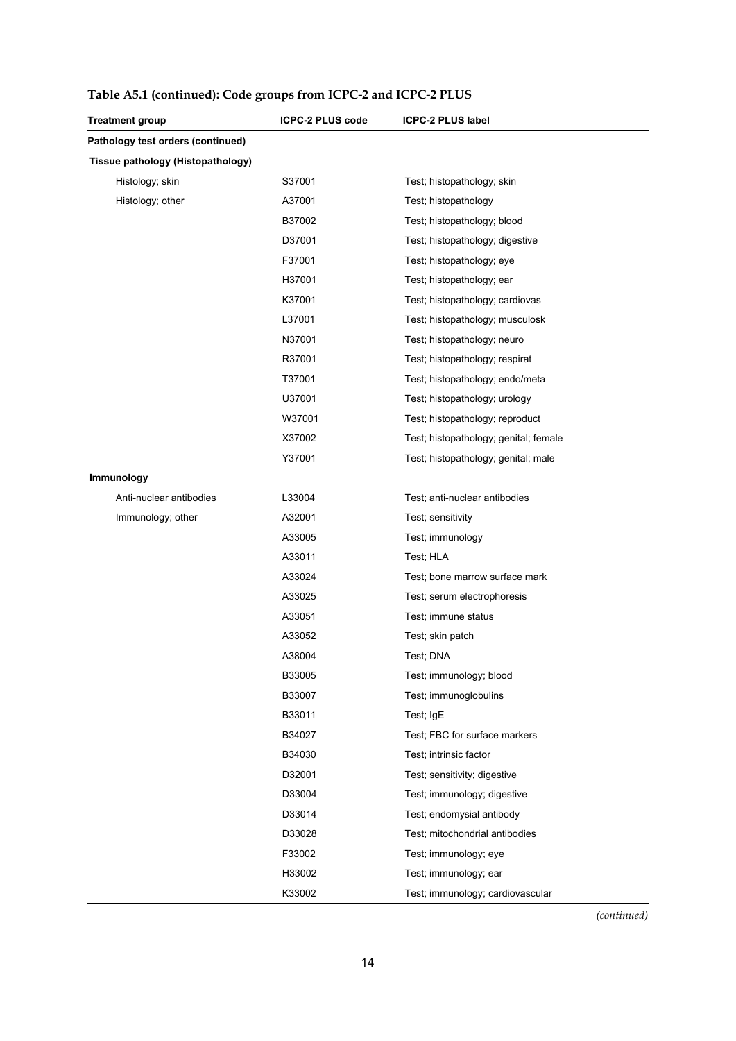**Table A5.1 (continued): Code groups from ICPC-2 and ICPC-2 PLUS**

| Treatment group | ICPC-2 PLUS code | ICPC-2 PLUS label |
| --- | --- | --- |
| **Pathology test orders (continued)** | | |
| **Tissue pathology (Histopathology)** | | |
| Histology; skin | S37001 | Test; histopathology; skin |
| Histology; other | A37001 | Test; histopathology |
| | B37002 | Test; histopathology; blood |
| | D37001 | Test; histopathology; digestive |
| | F37001 | Test; histopathology; eye |
| | H37001 | Test; histopathology; ear |
| | K37001 | Test; histopathology; cardiovas |
| | L37001 | Test; histopathology; musculosk |
| | N37001 | Test; histopathology; neuro |
| | R37001 | Test; histopathology; respirat |
| | T37001 | Test; histopathology; endo/meta |
| | U37001 | Test; histopathology; urology |
| | W37001 | Test; histopathology; reproduct |
| | X37002 | Test; histopathology; genital; female |
| | Y37001 | Test; histopathology; genital; male |
| **Immunology** | | |
| Anti-nuclear antibodies | L33004 | Test; anti-nuclear antibodies |
| Immunology; other | A32001 | Test; sensitivity |
| | A33005 | Test; immunology |
| | A33011 | Test; HLA |
| | A33024 | Test; bone marrow surface mark |
| | A33025 | Test; serum electrophoresis |
| | A33051 | Test; immune status |
| | A33052 | Test; skin patch |
| | A38004 | Test; DNA |
| | B33005 | Test; immunology; blood |
| | B33007 | Test; immunoglobulins |
| | B33011 | Test; IgE |
| | B34027 | Test; FBC for surface markers |
| | B34030 | Test; intrinsic factor |
| | D32001 | Test; sensitivity; digestive |
| | D33004 | Test; immunology; digestive |
| | D33014 | Test; endomysial antibody |
| | D33028 | Test; mitochondrial antibodies |
| | F33002 | Test; immunology; eye |
| | H33002 | Test; immunology; ear |
| | K33002 | Test; immunology; cardiovascular |

*(continued)*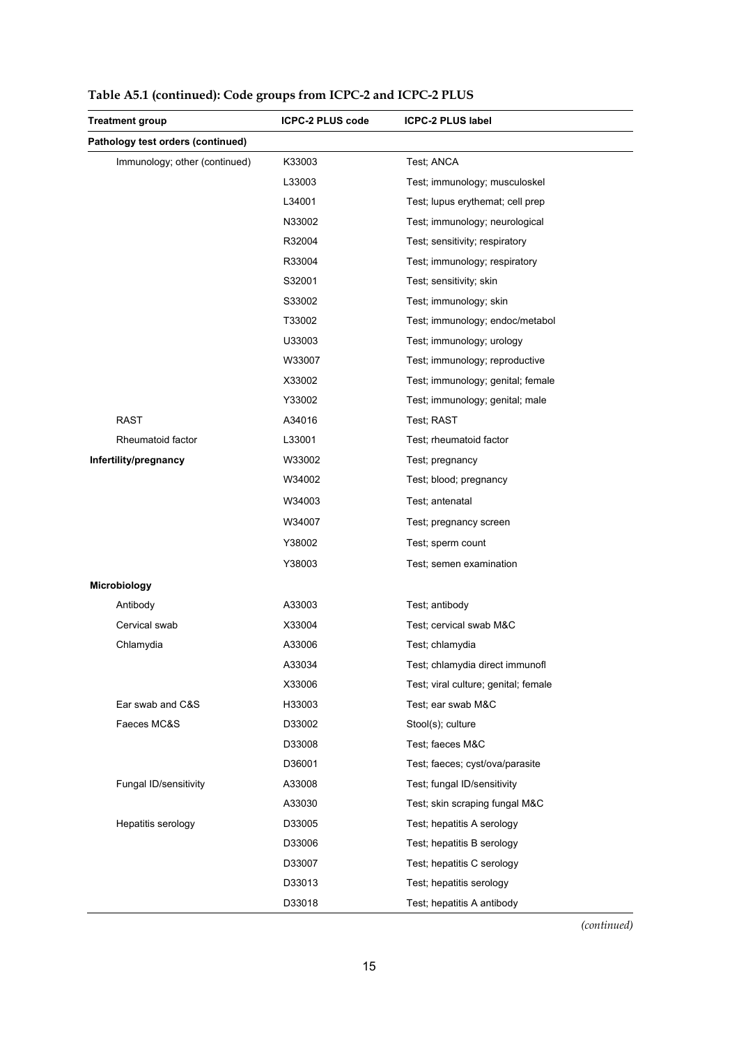**Table A5.1 (continued): Code groups from ICPC-2 and ICPC-2 PLUS**

| Treatment group | ICPC-2 PLUS code | ICPC-2 PLUS label |
|---|---|---|
| **Pathology test orders (continued)** | | |
| Immunology; other (continued) | K33003 | Test; ANCA |
| | L33003 | Test; immunology; musculoskel |
| | L34001 | Test; lupus erythemat; cell prep |
| | N33002 | Test; immunology; neurological |
| | R32004 | Test; sensitivity; respiratory |
| | R33004 | Test; immunology; respiratory |
| | S32001 | Test; sensitivity; skin |
| | S33002 | Test; immunology; skin |
| | T33002 | Test; immunology; endoc/metabol |
| | U33003 | Test; immunology; urology |
| | W33007 | Test; immunology; reproductive |
| | X33002 | Test; immunology; genital; female |
| | Y33002 | Test; immunology; genital; male |
| RAST | A34016 | Test; RAST |
| Rheumatoid factor | L33001 | Test; rheumatoid factor |
| **Infertility/pregnancy** | W33002 | Test; pregnancy |
| | W34002 | Test; blood; pregnancy |
| | W34003 | Test; antenatal |
| | W34007 | Test; pregnancy screen |
| | Y38002 | Test; sperm count |
| | Y38003 | Test; semen examination |
| **Microbiology** | | |
| Antibody | A33003 | Test; antibody |
| Cervical swab | X33004 | Test; cervical swab M&C |
| Chlamydia | A33006 | Test; chlamydia |
| | A33034 | Test; chlamydia direct immunofl |
| | X33006 | Test; viral culture; genital; female |
| Ear swab and C&S | H33003 | Test; ear swab M&C |
| Faeces MC&S | D33002 | Stool(s); culture |
| | D33008 | Test; faeces M&C |
| | D36001 | Test; faeces; cyst/ova/parasite |
| Fungal ID/sensitivity | A33008 | Test; fungal ID/sensitivity |
| | A33030 | Test; skin scraping fungal M&C |
| Hepatitis serology | D33005 | Test; hepatitis A serology |
| | D33006 | Test; hepatitis B serology |
| | D33007 | Test; hepatitis C serology |
| | D33013 | Test; hepatitis serology |
| | D33018 | Test; hepatitis A antibody |

*(continued)*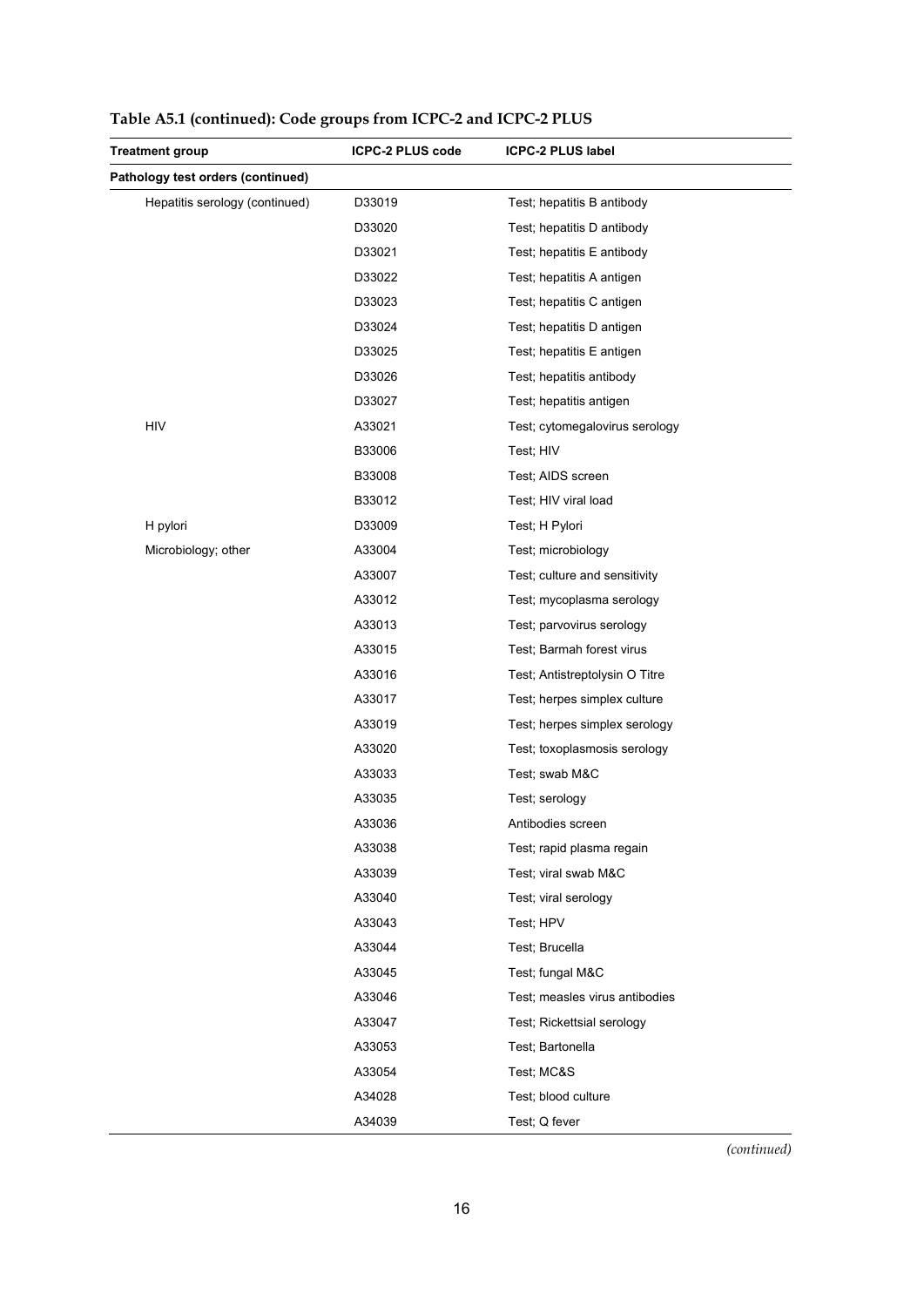**Table A5.1 (continued): Code groups from ICPC-2 and ICPC-2 PLUS**

| Treatment group | ICPC-2 PLUS code | ICPC-2 PLUS label |
|---|---|---|
| **Pathology test orders (continued)** | | |
| Hepatitis serology (continued) | D33019 | Test; hepatitis B antibody |
| | D33020 | Test; hepatitis D antibody |
| | D33021 | Test; hepatitis E antibody |
| | D33022 | Test; hepatitis A antigen |
| | D33023 | Test; hepatitis C antigen |
| | D33024 | Test; hepatitis D antigen |
| | D33025 | Test; hepatitis E antigen |
| | D33026 | Test; hepatitis antibody |
| | D33027 | Test; hepatitis antigen |
| HIV | A33021 | Test; cytomegalovirus serology |
| | B33006 | Test; HIV |
| | B33008 | Test; AIDS screen |
| | B33012 | Test; HIV viral load |
| H pylori | D33009 | Test; H Pylori |
| Microbiology; other | A33004 | Test; microbiology |
| | A33007 | Test; culture and sensitivity |
| | A33012 | Test; mycoplasma serology |
| | A33013 | Test; parvovirus serology |
| | A33015 | Test; Barmah forest virus |
| | A33016 | Test; Antistreptolysin O Titre |
| | A33017 | Test; herpes simplex culture |
| | A33019 | Test; herpes simplex serology |
| | A33020 | Test; toxoplasmosis serology |
| | A33033 | Test; swab M&C |
| | A33035 | Test; serology |
| | A33036 | Antibodies screen |
| | A33038 | Test; rapid plasma regain |
| | A33039 | Test; viral swab M&C |
| | A33040 | Test; viral serology |
| | A33043 | Test; HPV |
| | A33044 | Test; Brucella |
| | A33045 | Test; fungal M&C |
| | A33046 | Test; measles virus antibodies |
| | A33047 | Test; Rickettsial serology |
| | A33053 | Test; Bartonella |
| | A33054 | Test; MC&S |
| | A34028 | Test; blood culture |
| | A34039 | Test; Q fever |

*(continued)*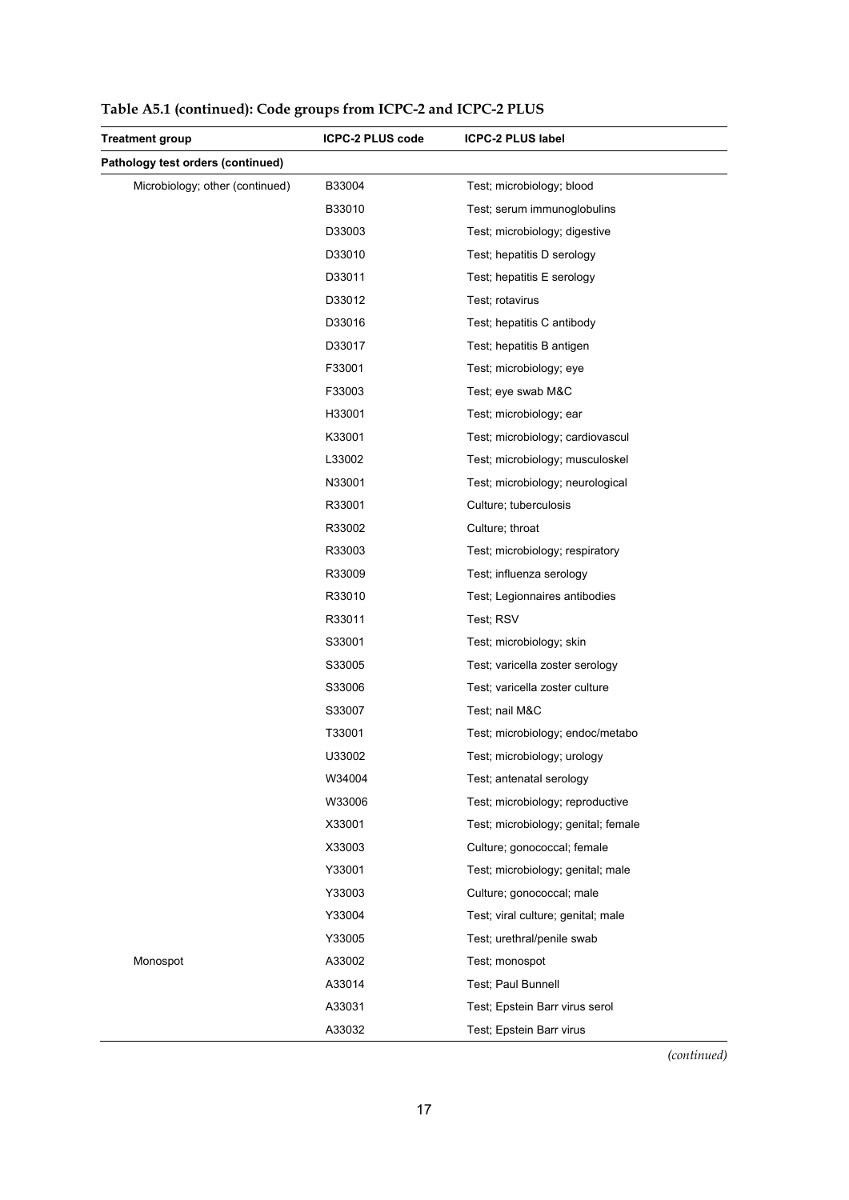**Table A5.1 (continued): Code groups from ICPC-2 and ICPC-2 PLUS**

| Treatment group | ICPC-2 PLUS code | ICPC-2 PLUS label |
|---|---|---|
| **Pathology test orders (continued)** | | |
| Microbiology; other (continued) | B33004 | Test; microbiology; blood |
| | B33010 | Test; serum immunoglobulins |
| | D33003 | Test; microbiology; digestive |
| | D33010 | Test; hepatitis D serology |
| | D33011 | Test; hepatitis E serology |
| | D33012 | Test; rotavirus |
| | D33016 | Test; hepatitis C antibody |
| | D33017 | Test; hepatitis B antigen |
| | F33001 | Test; microbiology; eye |
| | F33003 | Test; eye swab M&C |
| | H33001 | Test; microbiology; ear |
| | K33001 | Test; microbiology; cardiovascul |
| | L33002 | Test; microbiology; musculoskel |
| | N33001 | Test; microbiology; neurological |
| | R33001 | Culture; tuberculosis |
| | R33002 | Culture; throat |
| | R33003 | Test; microbiology; respiratory |
| | R33009 | Test; influenza serology |
| | R33010 | Test; Legionnaires antibodies |
| | R33011 | Test; RSV |
| | S33001 | Test; microbiology; skin |
| | S33005 | Test; varicella zoster serology |
| | S33006 | Test; varicella zoster culture |
| | S33007 | Test; nail M&C |
| | T33001 | Test; microbiology; endoc/metabo |
| | U33002 | Test; microbiology; urology |
| | W34004 | Test; antenatal serology |
| | W33006 | Test; microbiology; reproductive |
| | X33001 | Test; microbiology; genital; female |
| | X33003 | Culture; gonococcal; female |
| | Y33001 | Test; microbiology; genital; male |
| | Y33003 | Culture; gonococcal; male |
| | Y33004 | Test; viral culture; genital; male |
| | Y33005 | Test; urethral/penile swab |
| Monospot | A33002 | Test; monospot |
| | A33014 | Test; Paul Bunnell |
| | A33031 | Test; Epstein Barr virus serol |
| | A33032 | Test; Epstein Barr virus |

*(continued)*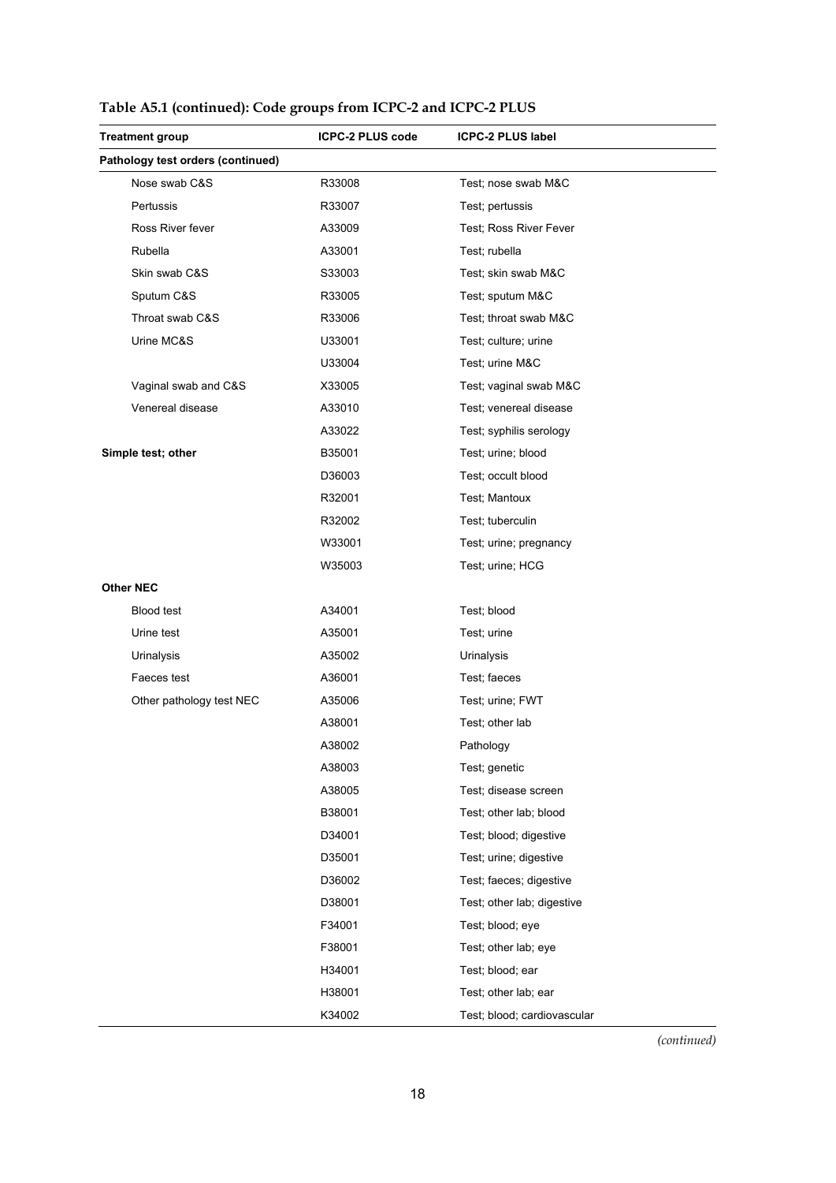**Table A5.1 (continued): Code groups from ICPC-2 and ICPC-2 PLUS**

| Treatment group | ICPC-2 PLUS code | ICPC-2 PLUS label |
| --- | --- | --- |
| **Pathology test orders (continued)** | | |
| Nose swab C&S | R33008 | Test; nose swab M&C |
| Pertussis | R33007 | Test; pertussis |
| Ross River fever | A33009 | Test; Ross River Fever |
| Rubella | A33001 | Test; rubella |
| Skin swab C&S | S33003 | Test; skin swab M&C |
| Sputum C&S | R33005 | Test; sputum M&C |
| Throat swab C&S | R33006 | Test; throat swab M&C |
| Urine MC&S | U33001 | Test; culture; urine |
| | U33004 | Test; urine M&C |
| Vaginal swab and C&S | X33005 | Test; vaginal swab M&C |
| Venereal disease | A33010 | Test; venereal disease |
| | A33022 | Test; syphilis serology |
| **Simple test; other** | B35001 | Test; urine; blood |
| | D36003 | Test; occult blood |
| | R32001 | Test; Mantoux |
| | R32002 | Test; tuberculin |
| | W33001 | Test; urine; pregnancy |
| | W35003 | Test; urine; HCG |
| **Other NEC** | | |
| Blood test | A34001 | Test; blood |
| Urine test | A35001 | Test; urine |
| Urinalysis | A35002 | Urinalysis |
| Faeces test | A36001 | Test; faeces |
| Other pathology test NEC | A35006 | Test; urine; FWT |
| | A38001 | Test; other lab |
| | A38002 | Pathology |
| | A38003 | Test; genetic |
| | A38005 | Test; disease screen |
| | B38001 | Test; other lab; blood |
| | D34001 | Test; blood; digestive |
| | D35001 | Test; urine; digestive |
| | D36002 | Test; faeces; digestive |
| | D38001 | Test; other lab; digestive |
| | F34001 | Test; blood; eye |
| | F38001 | Test; other lab; eye |
| | H34001 | Test; blood; ear |
| | H38001 | Test; other lab; ear |
| | K34002 | Test; blood; cardiovascular |

*(continued)*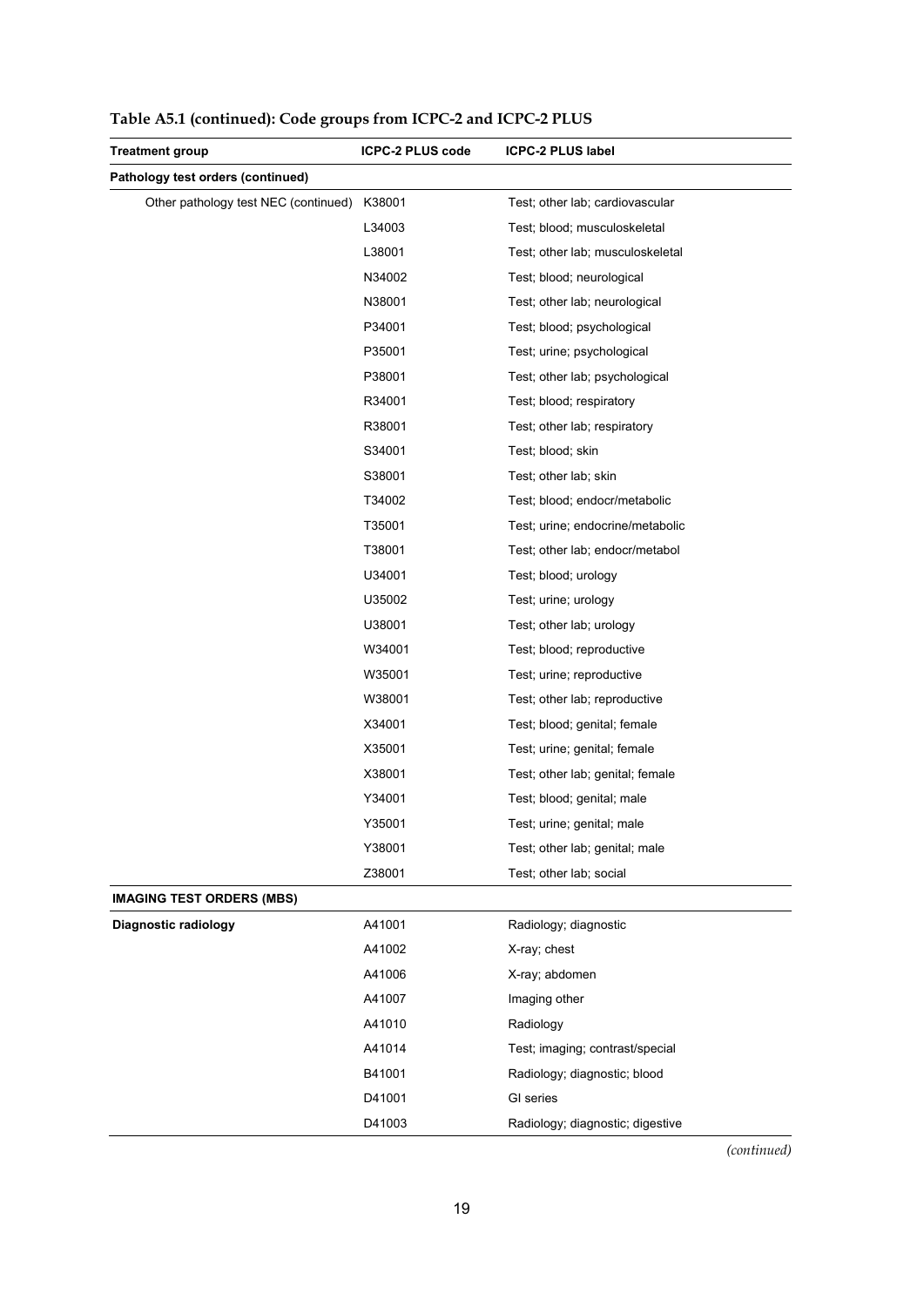**Table A5.1 (continued): Code groups from ICPC-2 and ICPC-2 PLUS**

| Treatment group | ICPC-2 PLUS code | ICPC-2 PLUS label |
|---|---|---|
| **Pathology test orders (continued)** | | |
| Other pathology test NEC (continued) | K38001 | Test; other lab; cardiovascular |
| | L34003 | Test; blood; musculoskeletal |
| | L38001 | Test; other lab; musculoskeletal |
| | N34002 | Test; blood; neurological |
| | N38001 | Test; other lab; neurological |
| | P34001 | Test; blood; psychological |
| | P35001 | Test; urine; psychological |
| | P38001 | Test; other lab; psychological |
| | R34001 | Test; blood; respiratory |
| | R38001 | Test; other lab; respiratory |
| | S34001 | Test; blood; skin |
| | S38001 | Test; other lab; skin |
| | T34002 | Test; blood; endocr/metabolic |
| | T35001 | Test; urine; endocrine/metabolic |
| | T38001 | Test; other lab; endocr/metabol |
| | U34001 | Test; blood; urology |
| | U35002 | Test; urine; urology |
| | U38001 | Test; other lab; urology |
| | W34001 | Test; blood; reproductive |
| | W35001 | Test; urine; reproductive |
| | W38001 | Test; other lab; reproductive |
| | X34001 | Test; blood; genital; female |
| | X35001 | Test; urine; genital; female |
| | X38001 | Test; other lab; genital; female |
| | Y34001 | Test; blood; genital; male |
| | Y35001 | Test; urine; genital; male |
| | Y38001 | Test; other lab; genital; male |
| | Z38001 | Test; other lab; social |
| **IMAGING TEST ORDERS (MBS)** | | |
| **Diagnostic radiology** | A41001 | Radiology; diagnostic |
| | A41002 | X-ray; chest |
| | A41006 | X-ray; abdomen |
| | A41007 | Imaging other |
| | A41010 | Radiology |
| | A41014 | Test; imaging; contrast/special |
| | B41001 | Radiology; diagnostic; blood |
| | D41001 | GI series |
| | D41003 | Radiology; diagnostic; digestive |

*(continued)*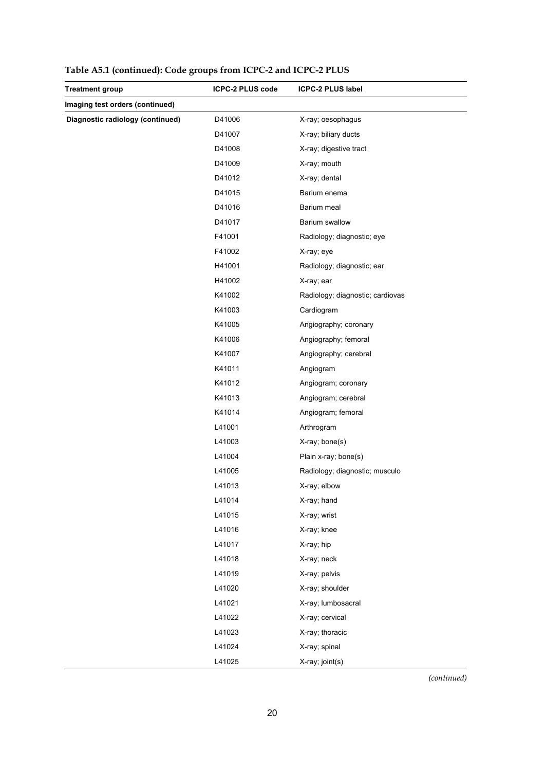**Table A5.1 (continued): Code groups from ICPC-2 and ICPC-2 PLUS**

| Treatment group | ICPC-2 PLUS code | ICPC-2 PLUS label |
|---|---|---|
| **Imaging test orders (continued)** | | |
| **Diagnostic radiology (continued)** | D41006 | X-ray; oesophagus |
| | D41007 | X-ray; biliary ducts |
| | D41008 | X-ray; digestive tract |
| | D41009 | X-ray; mouth |
| | D41012 | X-ray; dental |
| | D41015 | Barium enema |
| | D41016 | Barium meal |
| | D41017 | Barium swallow |
| | F41001 | Radiology; diagnostic; eye |
| | F41002 | X-ray; eye |
| | H41001 | Radiology; diagnostic; ear |
| | H41002 | X-ray; ear |
| | K41002 | Radiology; diagnostic; cardiovas |
| | K41003 | Cardiogram |
| | K41005 | Angiography; coronary |
| | K41006 | Angiography; femoral |
| | K41007 | Angiography; cerebral |
| | K41011 | Angiogram |
| | K41012 | Angiogram; coronary |
| | K41013 | Angiogram; cerebral |
| | K41014 | Angiogram; femoral |
| | L41001 | Arthrogram |
| | L41003 | X-ray; bone(s) |
| | L41004 | Plain x-ray; bone(s) |
| | L41005 | Radiology; diagnostic; musculo |
| | L41013 | X-ray; elbow |
| | L41014 | X-ray; hand |
| | L41015 | X-ray; wrist |
| | L41016 | X-ray; knee |
| | L41017 | X-ray; hip |
| | L41018 | X-ray; neck |
| | L41019 | X-ray; pelvis |
| | L41020 | X-ray; shoulder |
| | L41021 | X-ray; lumbosacral |
| | L41022 | X-ray; cervical |
| | L41023 | X-ray; thoracic |
| | L41024 | X-ray; spinal |
| | L41025 | X-ray; joint(s) |

*(continued)*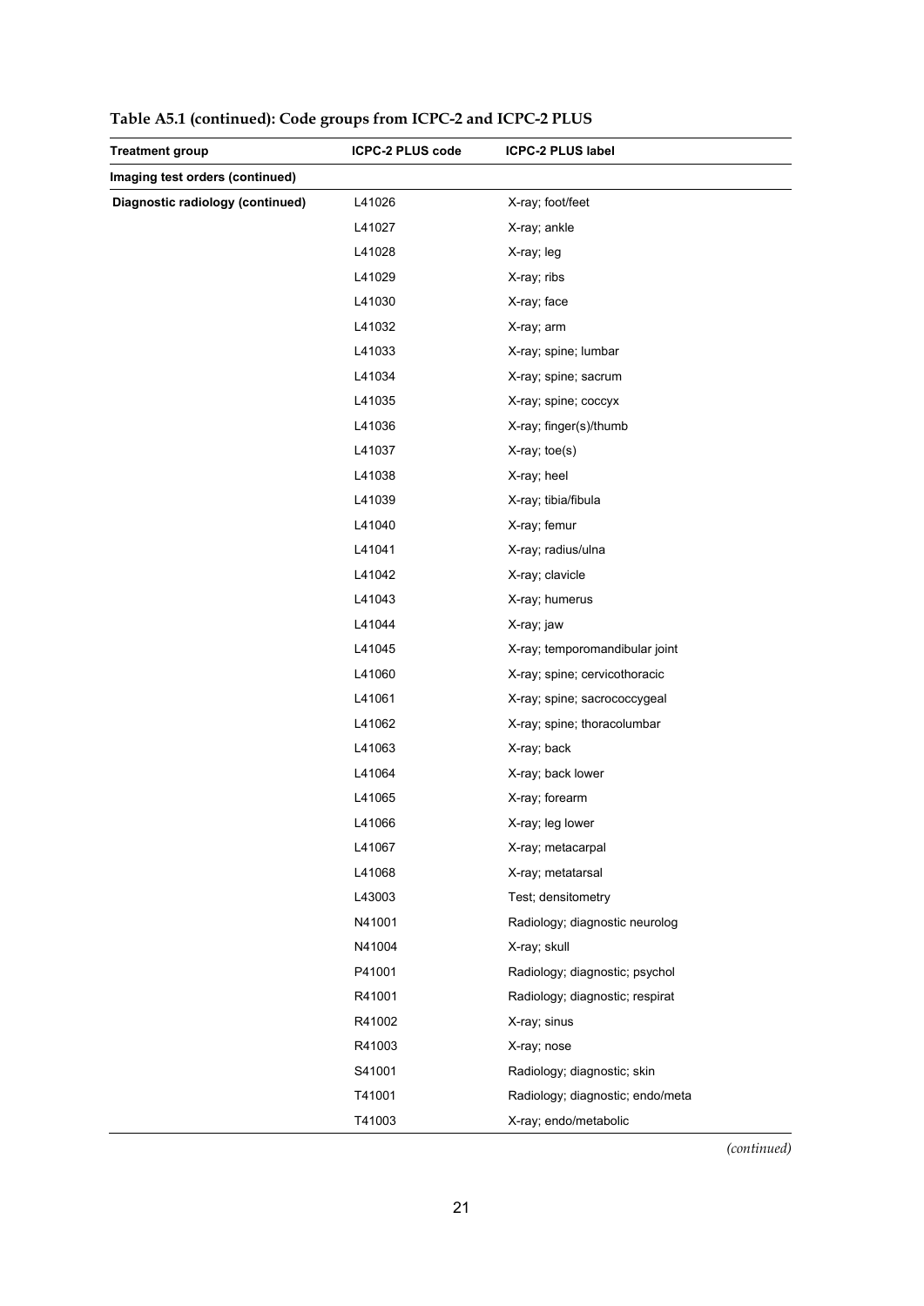**Table A5.1 (continued): Code groups from ICPC-2 and ICPC-2 PLUS**

| Treatment group | ICPC-2 PLUS code | ICPC-2 PLUS label |
|---|---|---|
| **Imaging test orders (continued)** | | |
| **Diagnostic radiology (continued)** | L41026 | X-ray; foot/feet |
| | L41027 | X-ray; ankle |
| | L41028 | X-ray; leg |
| | L41029 | X-ray; ribs |
| | L41030 | X-ray; face |
| | L41032 | X-ray; arm |
| | L41033 | X-ray; spine; lumbar |
| | L41034 | X-ray; spine; sacrum |
| | L41035 | X-ray; spine; coccyx |
| | L41036 | X-ray; finger(s)/thumb |
| | L41037 | X-ray; toe(s) |
| | L41038 | X-ray; heel |
| | L41039 | X-ray; tibia/fibula |
| | L41040 | X-ray; femur |
| | L41041 | X-ray; radius/ulna |
| | L41042 | X-ray; clavicle |
| | L41043 | X-ray; humerus |
| | L41044 | X-ray; jaw |
| | L41045 | X-ray; temporomandibular joint |
| | L41060 | X-ray; spine; cervicothoracic |
| | L41061 | X-ray; spine; sacrococcygeal |
| | L41062 | X-ray; spine; thoracolumbar |
| | L41063 | X-ray; back |
| | L41064 | X-ray; back lower |
| | L41065 | X-ray; forearm |
| | L41066 | X-ray; leg lower |
| | L41067 | X-ray; metacarpal |
| | L41068 | X-ray; metatarsal |
| | L43003 | Test; densitometry |
| | N41001 | Radiology; diagnostic neurolog |
| | N41004 | X-ray; skull |
| | P41001 | Radiology; diagnostic; psychol |
| | R41001 | Radiology; diagnostic; respirat |
| | R41002 | X-ray; sinus |
| | R41003 | X-ray; nose |
| | S41001 | Radiology; diagnostic; skin |
| | T41001 | Radiology; diagnostic; endo/meta |
| | T41003 | X-ray; endo/metabolic |

*(continued)*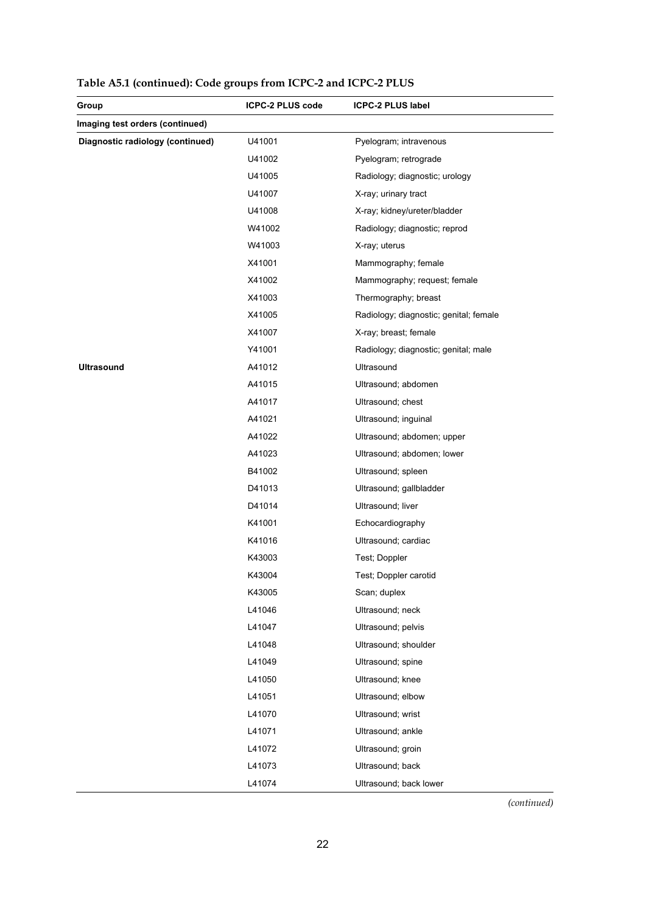**Table A5.1 (continued): Code groups from ICPC-2 and ICPC-2 PLUS**

| Group | ICPC-2 PLUS code | ICPC-2 PLUS label |
|---|---|---|
| **Imaging test orders (continued)** | | |
| **Diagnostic radiology (continued)** | U41001 | Pyelogram; intravenous |
| | U41002 | Pyelogram; retrograde |
| | U41005 | Radiology; diagnostic; urology |
| | U41007 | X-ray; urinary tract |
| | U41008 | X-ray; kidney/ureter/bladder |
| | W41002 | Radiology; diagnostic; reprod |
| | W41003 | X-ray; uterus |
| | X41001 | Mammography; female |
| | X41002 | Mammography; request; female |
| | X41003 | Thermography; breast |
| | X41005 | Radiology; diagnostic; genital; female |
| | X41007 | X-ray; breast; female |
| | Y41001 | Radiology; diagnostic; genital; male |
| **Ultrasound** | A41012 | Ultrasound |
| | A41015 | Ultrasound; abdomen |
| | A41017 | Ultrasound; chest |
| | A41021 | Ultrasound; inguinal |
| | A41022 | Ultrasound; abdomen; upper |
| | A41023 | Ultrasound; abdomen; lower |
| | B41002 | Ultrasound; spleen |
| | D41013 | Ultrasound; gallbladder |
| | D41014 | Ultrasound; liver |
| | K41001 | Echocardiography |
| | K41016 | Ultrasound; cardiac |
| | K43003 | Test; Doppler |
| | K43004 | Test; Doppler carotid |
| | K43005 | Scan; duplex |
| | L41046 | Ultrasound; neck |
| | L41047 | Ultrasound; pelvis |
| | L41048 | Ultrasound; shoulder |
| | L41049 | Ultrasound; spine |
| | L41050 | Ultrasound; knee |
| | L41051 | Ultrasound; elbow |
| | L41070 | Ultrasound; wrist |
| | L41071 | Ultrasound; ankle |
| | L41072 | Ultrasound; groin |
| | L41073 | Ultrasound; back |
| | L41074 | Ultrasound; back lower |

*(continued)*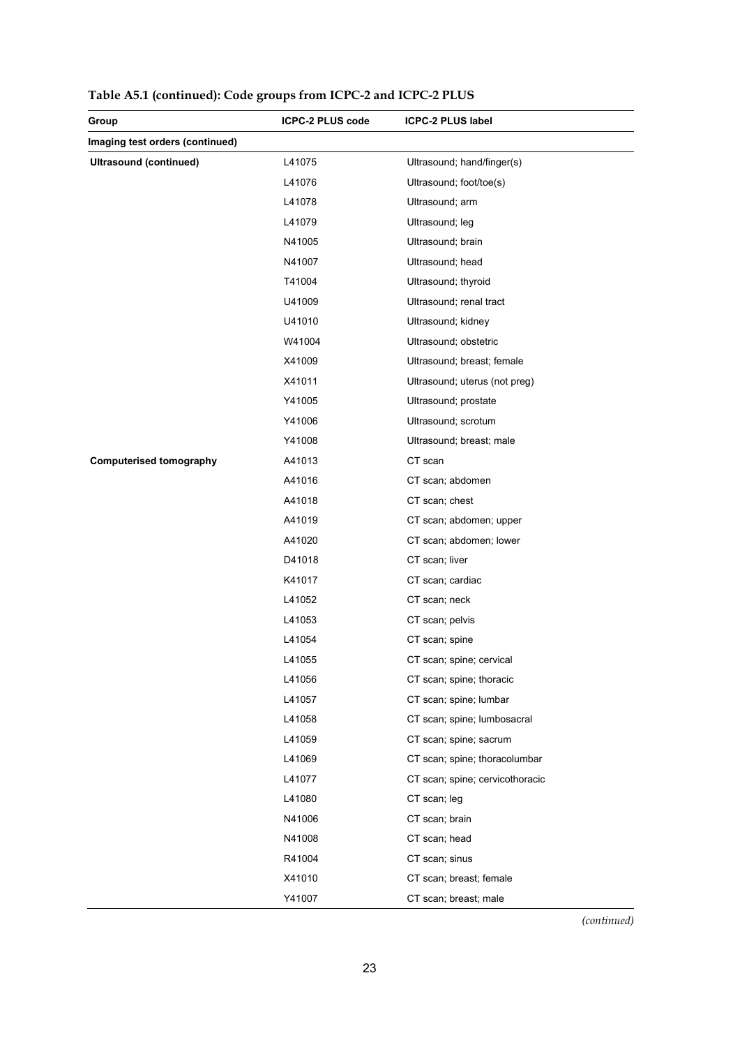**Table A5.1 (continued): Code groups from ICPC-2 and ICPC-2 PLUS**

| Group | ICPC-2 PLUS code | ICPC-2 PLUS label |
|---|---|---|
| **Imaging test orders (continued)** | | |
| **Ultrasound (continued)** | L41075 | Ultrasound; hand/finger(s) |
| | L41076 | Ultrasound; foot/toe(s) |
| | L41078 | Ultrasound; arm |
| | L41079 | Ultrasound; leg |
| | N41005 | Ultrasound; brain |
| | N41007 | Ultrasound; head |
| | T41004 | Ultrasound; thyroid |
| | U41009 | Ultrasound; renal tract |
| | U41010 | Ultrasound; kidney |
| | W41004 | Ultrasound; obstetric |
| | X41009 | Ultrasound; breast; female |
| | X41011 | Ultrasound; uterus (not preg) |
| | Y41005 | Ultrasound; prostate |
| | Y41006 | Ultrasound; scrotum |
| | Y41008 | Ultrasound; breast; male |
| **Computerised tomography** | A41013 | CT scan |
| | A41016 | CT scan; abdomen |
| | A41018 | CT scan; chest |
| | A41019 | CT scan; abdomen; upper |
| | A41020 | CT scan; abdomen; lower |
| | D41018 | CT scan; liver |
| | K41017 | CT scan; cardiac |
| | L41052 | CT scan; neck |
| | L41053 | CT scan; pelvis |
| | L41054 | CT scan; spine |
| | L41055 | CT scan; spine; cervical |
| | L41056 | CT scan; spine; thoracic |
| | L41057 | CT scan; spine; lumbar |
| | L41058 | CT scan; spine; lumbosacral |
| | L41059 | CT scan; spine; sacrum |
| | L41069 | CT scan; spine; thoracolumbar |
| | L41077 | CT scan; spine; cervicothoracic |
| | L41080 | CT scan; leg |
| | N41006 | CT scan; brain |
| | N41008 | CT scan; head |
| | R41004 | CT scan; sinus |
| | X41010 | CT scan; breast; female |
| | Y41007 | CT scan; breast; male |

*(continued)*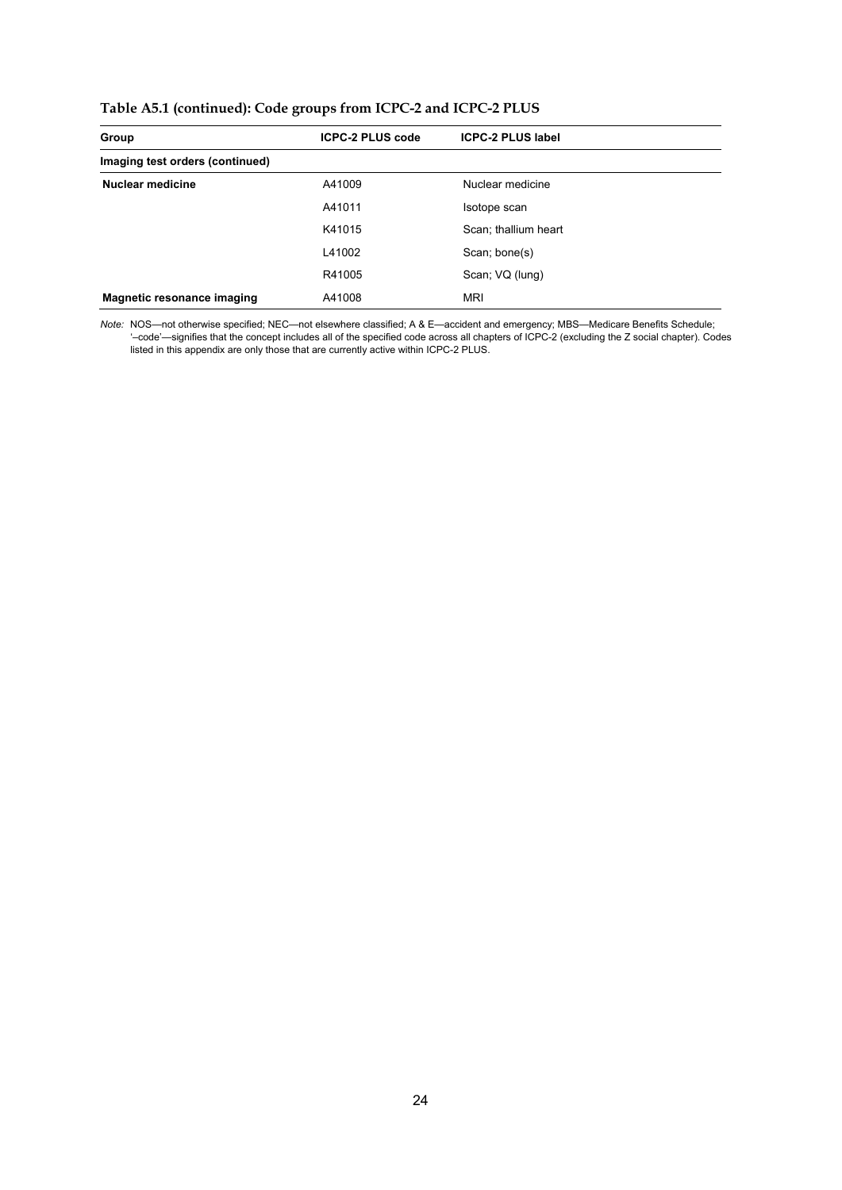**Table A5.1 (continued): Code groups from ICPC-2 and ICPC-2 PLUS**

| Group | ICPC-2 PLUS code | ICPC-2 PLUS label |
|---|---|---|
| **Imaging test orders (continued)** | | |
| **Nuclear medicine** | A41009 | Nuclear medicine |
| | A41011 | Isotope scan |
| | K41015 | Scan; thallium heart |
| | L41002 | Scan; bone(s) |
| | R41005 | Scan; VQ (lung) |
| **Magnetic resonance imaging** | A41008 | MRI |

*Note:* NOS—not otherwise specified; NEC—not elsewhere classified; A & E—accident and emergency; MBS—Medicare Benefits Schedule; '–code'—signifies that the concept includes all of the specified code across all chapters of ICPC-2 (excluding the Z social chapter). Codes listed in this appendix are only those that are currently active within ICPC-2 PLUS.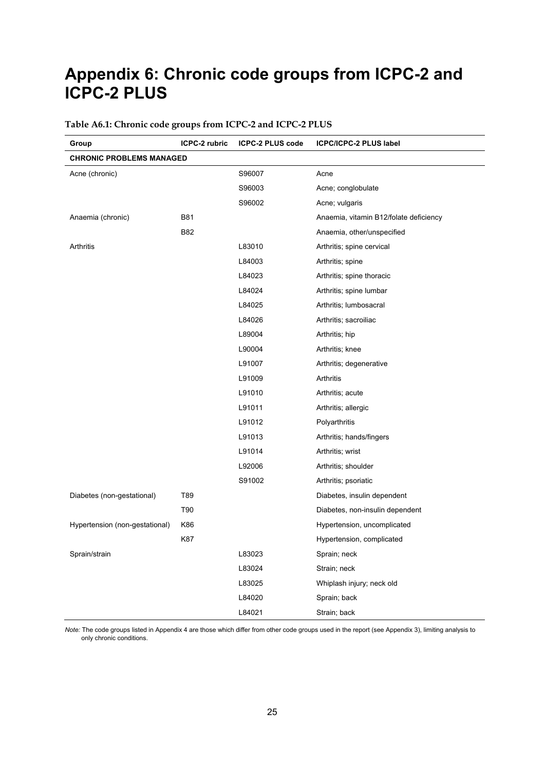# Appendix 6: Chronic code groups from ICPC-2 and ICPC-2 PLUS

**Table A6.1: Chronic code groups from ICPC-2 and ICPC-2 PLUS**

| Group | ICPC-2 rubric | ICPC-2 PLUS code | ICPC/ICPC-2 PLUS label |
|---|---|---|---|
| **CHRONIC PROBLEMS MANAGED** | | | |
| Acne (chronic) | | S96007 | Acne |
| | | S96003 | Acne; conglobulate |
| | | S96002 | Acne; vulgaris |
| Anaemia (chronic) | B81 | | Anaemia, vitamin B12/folate deficiency |
| | B82 | | Anaemia, other/unspecified |
| Arthritis | | L83010 | Arthritis; spine cervical |
| | | L84003 | Arthritis; spine |
| | | L84023 | Arthritis; spine thoracic |
| | | L84024 | Arthritis; spine lumbar |
| | | L84025 | Arthritis; lumbosacral |
| | | L84026 | Arthritis; sacroiliac |
| | | L89004 | Arthritis; hip |
| | | L90004 | Arthritis; knee |
| | | L91007 | Arthritis; degenerative |
| | | L91009 | Arthritis |
| | | L91010 | Arthritis; acute |
| | | L91011 | Arthritis; allergic |
| | | L91012 | Polyarthritis |
| | | L91013 | Arthritis; hands/fingers |
| | | L91014 | Arthritis; wrist |
| | | L92006 | Arthritis; shoulder |
| | | S91002 | Arthritis; psoriatic |
| Diabetes (non-gestational) | T89 | | Diabetes, insulin dependent |
| | T90 | | Diabetes, non-insulin dependent |
| Hypertension (non-gestational) | K86 | | Hypertension, uncomplicated |
| | K87 | | Hypertension, complicated |
| Sprain/strain | | L83023 | Sprain; neck |
| | | L83024 | Strain; neck |
| | | L83025 | Whiplash injury; neck old |
| | | L84020 | Sprain; back |
| | | L84021 | Strain; back |

*Note:* The code groups listed in Appendix 4 are those which differ from other code groups used in the report (see Appendix 3), limiting analysis to only chronic conditions.